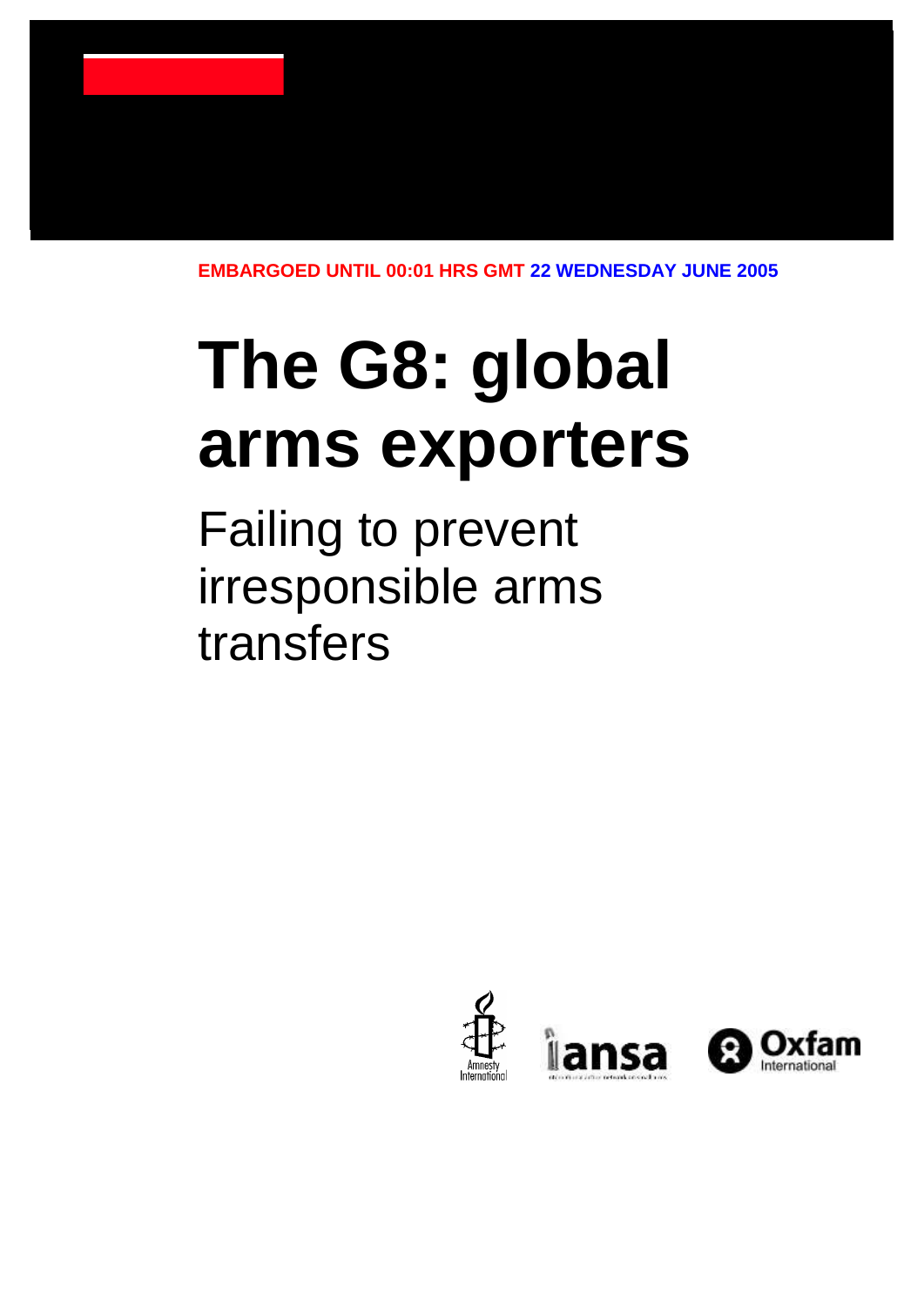EMBARGOED UNTIL 00:01 HRS GMT 22 WEDNESDAY JUNE 2005

# The G8: global arms exporters

## Failing to prevent irresponsible arms transfers

Amnesty International

iansa

Oxfam International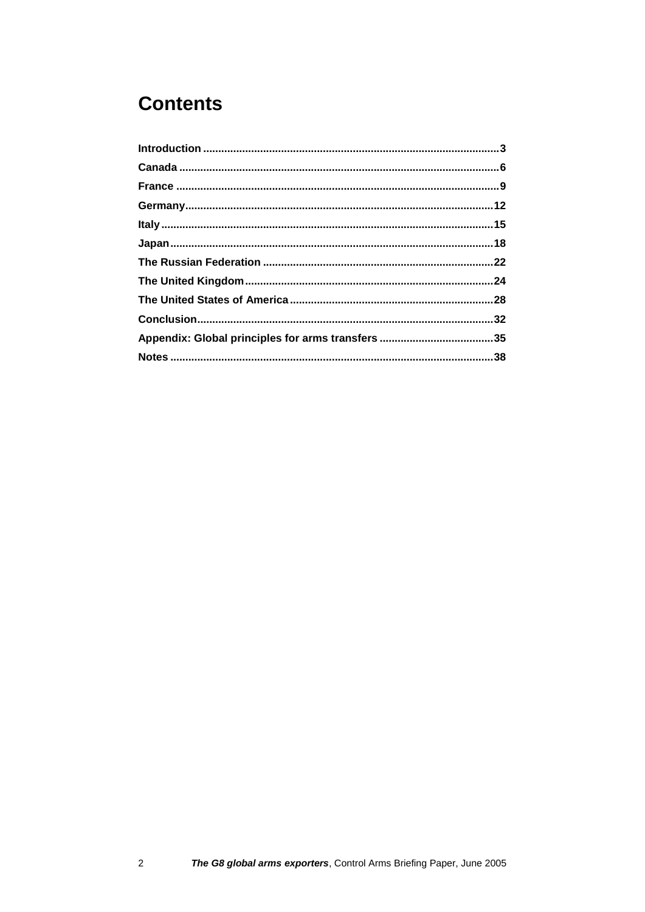# Contents

**Introduction** .................................................................................................3
**Canada** .........................................................................................................6
**France** ..........................................................................................................9
**Germany**.....................................................................................................12
**Italy**.............................................................................................................15
**Japan**..........................................................................................................18
**The Russian Federation** ............................................................................22
**The United Kingdom**..................................................................................24
**The United States of America**...................................................................28
**Conclusion**..................................................................................................32
**Appendix: Global principles for arms transfers** ......................................35
**Notes** ..........................................................................................................38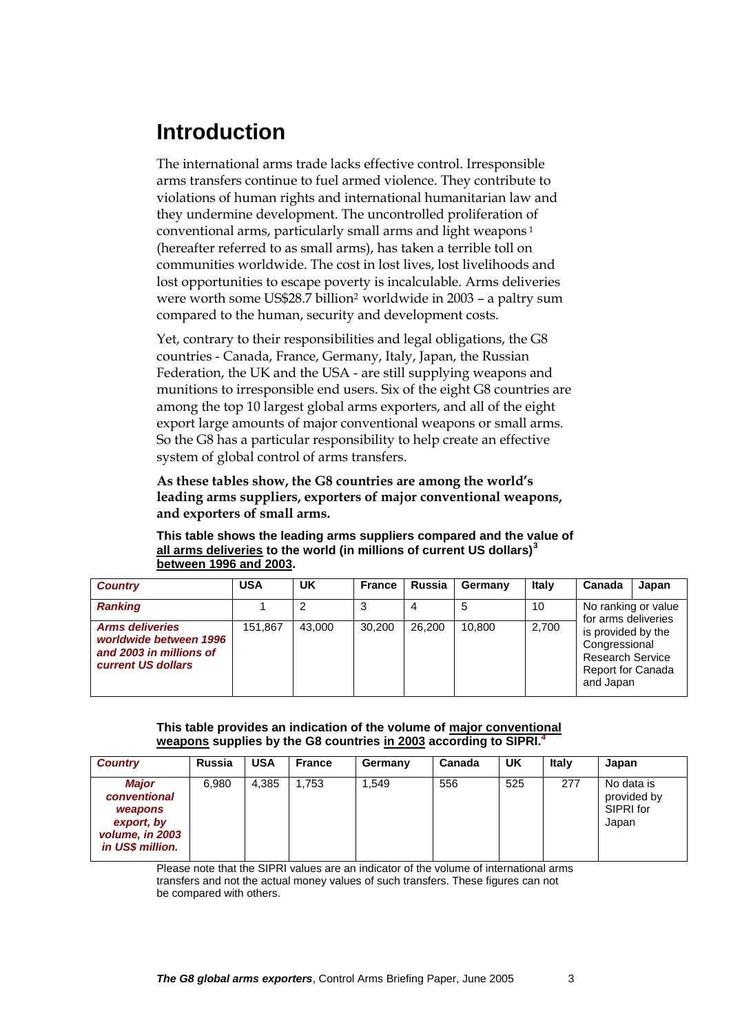# Introduction

The international arms trade lacks effective control. Irresponsible arms transfers continue to fuel armed violence. They contribute to violations of human rights and international humanitarian law and they undermine development. The uncontrolled proliferation of conventional arms, particularly small arms and light weapons [1] (hereafter referred to as small arms), has taken a terrible toll on communities worldwide. The cost in lost lives, lost livelihoods and lost opportunities to escape poverty is incalculable. Arms deliveries were worth some US$28.7 billion[2] worldwide in 2003 – a paltry sum compared to the human, security and development costs.

Yet, contrary to their responsibilities and legal obligations, the G8 countries - Canada, France, Germany, Italy, Japan, the Russian Federation, the UK and the USA - are still supplying weapons and munitions to irresponsible end users. Six of the eight G8 countries are among the top 10 largest global arms exporters, and all of the eight export large amounts of major conventional weapons or small arms. So the G8 has a particular responsibility to help create an effective system of global control of arms transfers.

**As these tables show, the G8 countries are among the world's leading arms suppliers, exporters of major conventional weapons, and exporters of small arms.**

**This table shows the leading arms suppliers compared and the value of all arms deliveries to the world (in millions of current US dollars)[3] between 1996 and 2003.**

| *Country* | USA | UK | France | Russia | Germany | Italy | Canada | Japan |
|---|---|---|---|---|---|---|---|---|
| *Ranking* | 1 | 2 | 3 | 4 | 5 | 10 | No ranking or value for arms deliveries is provided by the Congressional Research Service Report for Canada and Japan | |
| *Arms deliveries worldwide between 1996 and 2003 in millions of current US dollars* | 151,867 | 43,000 | 30,200 | 26,200 | 10,800 | 2,700 | | |

**This table provides an indication of the volume of major conventional weapons supplies by the G8 countries in 2003 according to SIPRI.[4]**

| *Country* | Russia | USA | France | Germany | Canada | UK | Italy | Japan |
|---|---|---|---|---|---|---|---|---|
| *Major conventional weapons export, by volume, in 2003 in US$ million.* | 6,980 | 4,385 | 1,753 | 1,549 | 556 | 525 | 277 | No data is provided by SIPRI for Japan |

Please note that the SIPRI values are an indicator of the volume of international arms transfers and not the actual money values of such transfers. These figures can not be compared with others.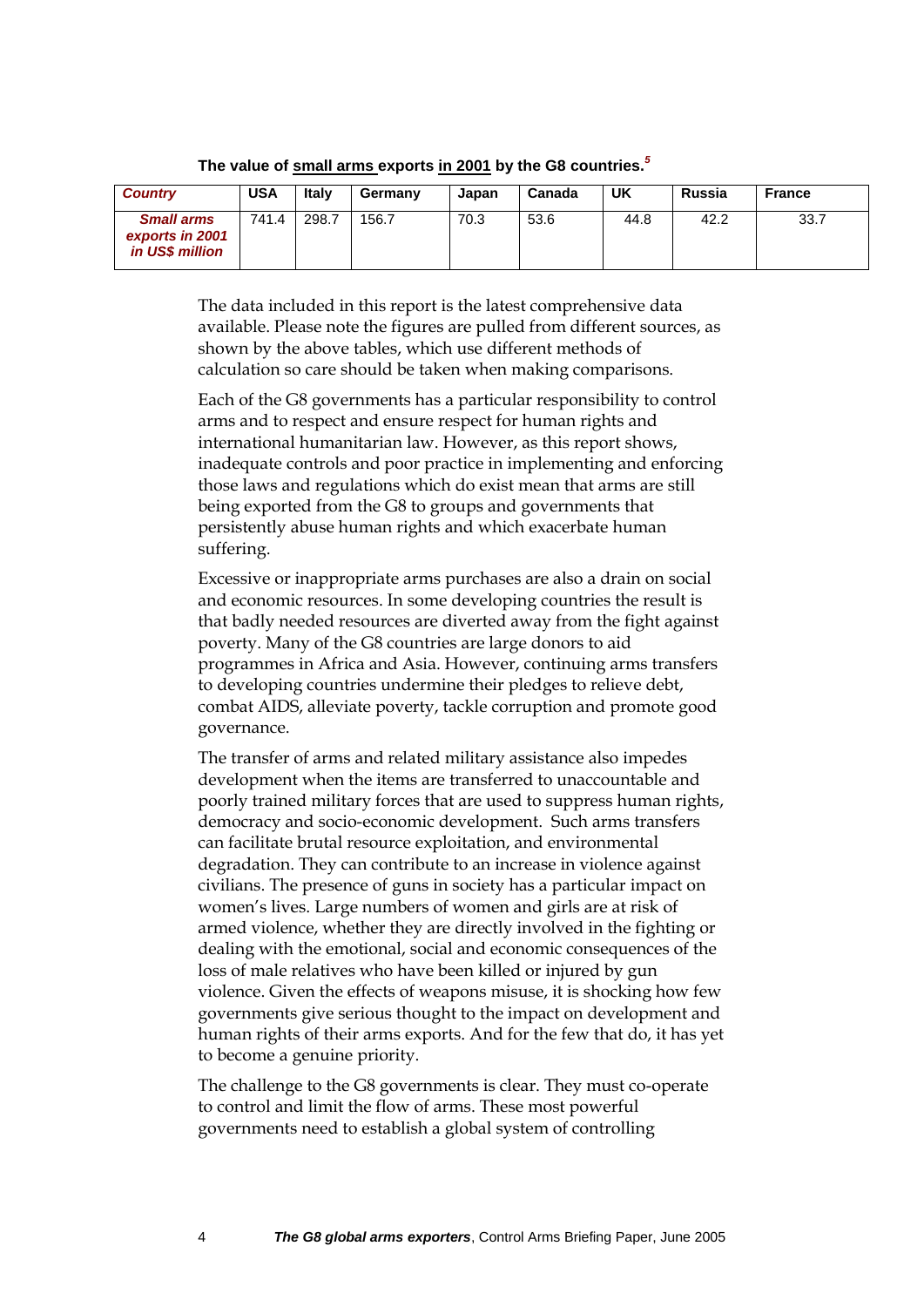**The value of small arms exports in 2001 by the G8 countries.**[5]

| *Country* | USA | Italy | Germany | Japan | Canada | UK | Russia | France |
|---|---|---|---|---|---|---|---|---|
| *Small arms exports in 2001 in US$ million* | 741.4 | 298.7 | 156.7 | 70.3 | 53.6 | 44.8 | 42.2 | 33.7 |

The data included in this report is the latest comprehensive data available. Please note the figures are pulled from different sources, as shown by the above tables, which use different methods of calculation so care should be taken when making comparisons.

Each of the G8 governments has a particular responsibility to control arms and to respect and ensure respect for human rights and international humanitarian law. However, as this report shows, inadequate controls and poor practice in implementing and enforcing those laws and regulations which do exist mean that arms are still being exported from the G8 to groups and governments that persistently abuse human rights and which exacerbate human suffering.

Excessive or inappropriate arms purchases are also a drain on social and economic resources. In some developing countries the result is that badly needed resources are diverted away from the fight against poverty. Many of the G8 countries are large donors to aid programmes in Africa and Asia. However, continuing arms transfers to developing countries undermine their pledges to relieve debt, combat AIDS, alleviate poverty, tackle corruption and promote good governance.

The transfer of arms and related military assistance also impedes development when the items are transferred to unaccountable and poorly trained military forces that are used to suppress human rights, democracy and socio-economic development. Such arms transfers can facilitate brutal resource exploitation, and environmental degradation. They can contribute to an increase in violence against civilians. The presence of guns in society has a particular impact on women's lives. Large numbers of women and girls are at risk of armed violence, whether they are directly involved in the fighting or dealing with the emotional, social and economic consequences of the loss of male relatives who have been killed or injured by gun violence. Given the effects of weapons misuse, it is shocking how few governments give serious thought to the impact on development and human rights of their arms exports. And for the few that do, it has yet to become a genuine priority.

The challenge to the G8 governments is clear. They must co-operate to control and limit the flow of arms. These most powerful governments need to establish a global system of controlling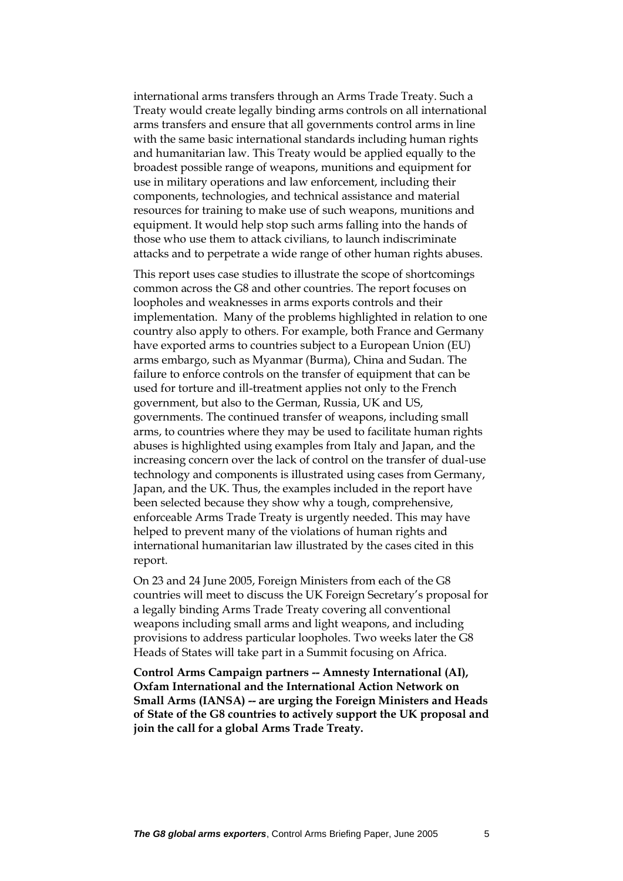international arms transfers through an Arms Trade Treaty. Such a Treaty would create legally binding arms controls on all international arms transfers and ensure that all governments control arms in line with the same basic international standards including human rights and humanitarian law. This Treaty would be applied equally to the broadest possible range of weapons, munitions and equipment for use in military operations and law enforcement, including their components, technologies, and technical assistance and material resources for training to make use of such weapons, munitions and equipment. It would help stop such arms falling into the hands of those who use them to attack civilians, to launch indiscriminate attacks and to perpetrate a wide range of other human rights abuses.

This report uses case studies to illustrate the scope of shortcomings common across the G8 and other countries. The report focuses on loopholes and weaknesses in arms exports controls and their implementation. Many of the problems highlighted in relation to one country also apply to others. For example, both France and Germany have exported arms to countries subject to a European Union (EU) arms embargo, such as Myanmar (Burma), China and Sudan. The failure to enforce controls on the transfer of equipment that can be used for torture and ill-treatment applies not only to the French government, but also to the German, Russia, UK and US, governments. The continued transfer of weapons, including small arms, to countries where they may be used to facilitate human rights abuses is highlighted using examples from Italy and Japan, and the increasing concern over the lack of control on the transfer of dual-use technology and components is illustrated using cases from Germany, Japan, and the UK. Thus, the examples included in the report have been selected because they show why a tough, comprehensive, enforceable Arms Trade Treaty is urgently needed. This may have helped to prevent many of the violations of human rights and international humanitarian law illustrated by the cases cited in this report.

On 23 and 24 June 2005, Foreign Ministers from each of the G8 countries will meet to discuss the UK Foreign Secretary's proposal for a legally binding Arms Trade Treaty covering all conventional weapons including small arms and light weapons, and including provisions to address particular loopholes. Two weeks later the G8 Heads of States will take part in a Summit focusing on Africa.

**Control Arms Campaign partners -- Amnesty International (AI), Oxfam International and the International Action Network on Small Arms (IANSA) -- are urging the Foreign Ministers and Heads of State of the G8 countries to actively support the UK proposal and join the call for a global Arms Trade Treaty.**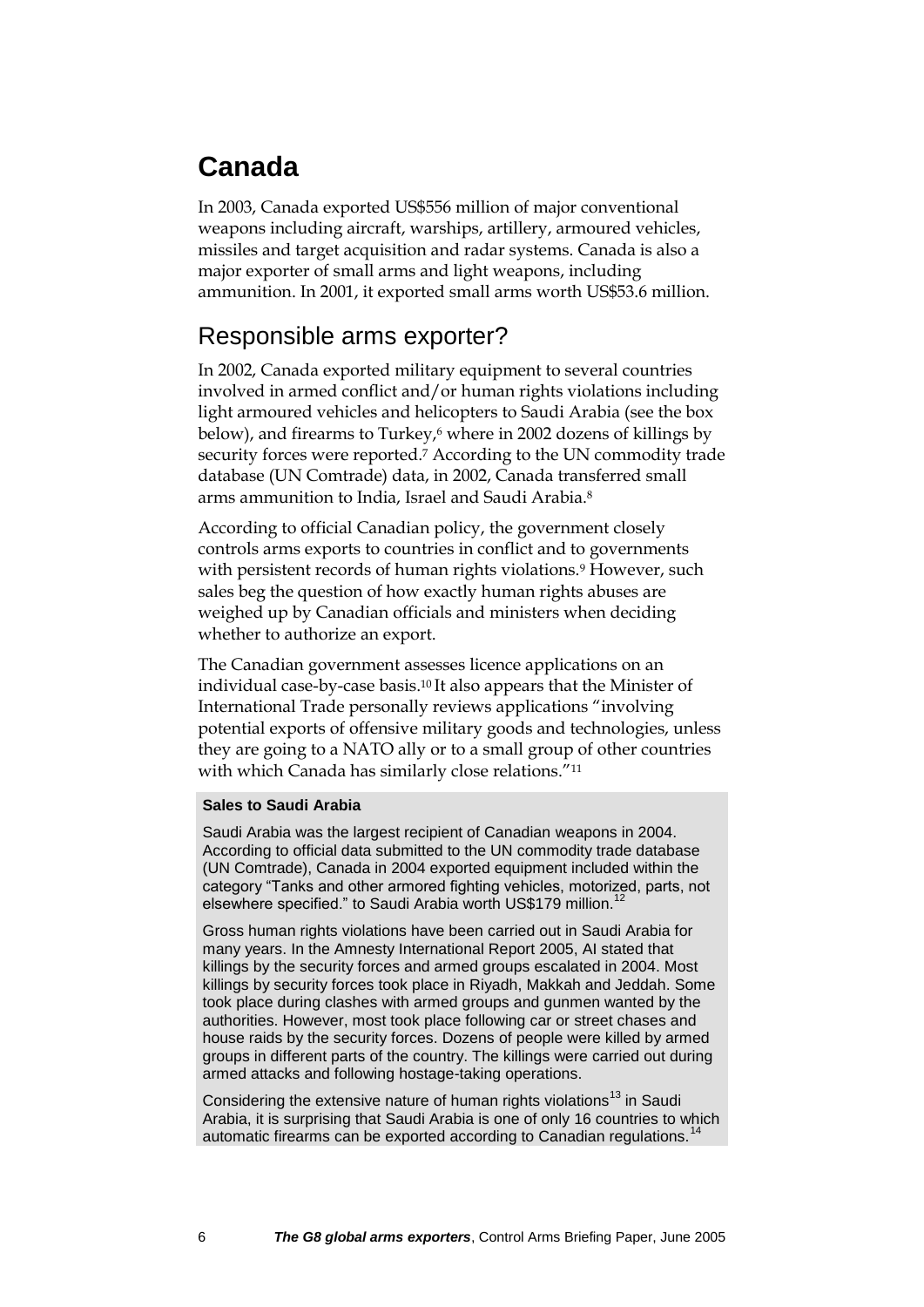# Canada

In 2003, Canada exported US$556 million of major conventional weapons including aircraft, warships, artillery, armoured vehicles, missiles and target acquisition and radar systems. Canada is also a major exporter of small arms and light weapons, including ammunition. In 2001, it exported small arms worth US$53.6 million.

## Responsible arms exporter?

In 2002, Canada exported military equipment to several countries involved in armed conflict and/or human rights violations including light armoured vehicles and helicopters to Saudi Arabia (see the box below), and firearms to Turkey,[6] where in 2002 dozens of killings by security forces were reported.[7] According to the UN commodity trade database (UN Comtrade) data, in 2002, Canada transferred small arms ammunition to India, Israel and Saudi Arabia.[8]

According to official Canadian policy, the government closely controls arms exports to countries in conflict and to governments with persistent records of human rights violations.[9] However, such sales beg the question of how exactly human rights abuses are weighed up by Canadian officials and ministers when deciding whether to authorize an export.

The Canadian government assesses licence applications on an individual case-by-case basis.[10] It also appears that the Minister of International Trade personally reviews applications "involving potential exports of offensive military goods and technologies, unless they are going to a NATO ally or to a small group of other countries with which Canada has similarly close relations."[11]

**Sales to Saudi Arabia**

Saudi Arabia was the largest recipient of Canadian weapons in 2004. According to official data submitted to the UN commodity trade database (UN Comtrade), Canada in 2004 exported equipment included within the category "Tanks and other armored fighting vehicles, motorized, parts, not elsewhere specified." to Saudi Arabia worth US$179 million.[12]

Gross human rights violations have been carried out in Saudi Arabia for many years. In the Amnesty International Report 2005, AI stated that killings by the security forces and armed groups escalated in 2004. Most killings by security forces took place in Riyadh, Makkah and Jeddah. Some took place during clashes with armed groups and gunmen wanted by the authorities. However, most took place following car or street chases and house raids by the security forces. Dozens of people were killed by armed groups in different parts of the country. The killings were carried out during armed attacks and following hostage-taking operations.

Considering the extensive nature of human rights violations[13] in Saudi Arabia, it is surprising that Saudi Arabia is one of only 16 countries to which automatic firearms can be exported according to Canadian regulations.[14]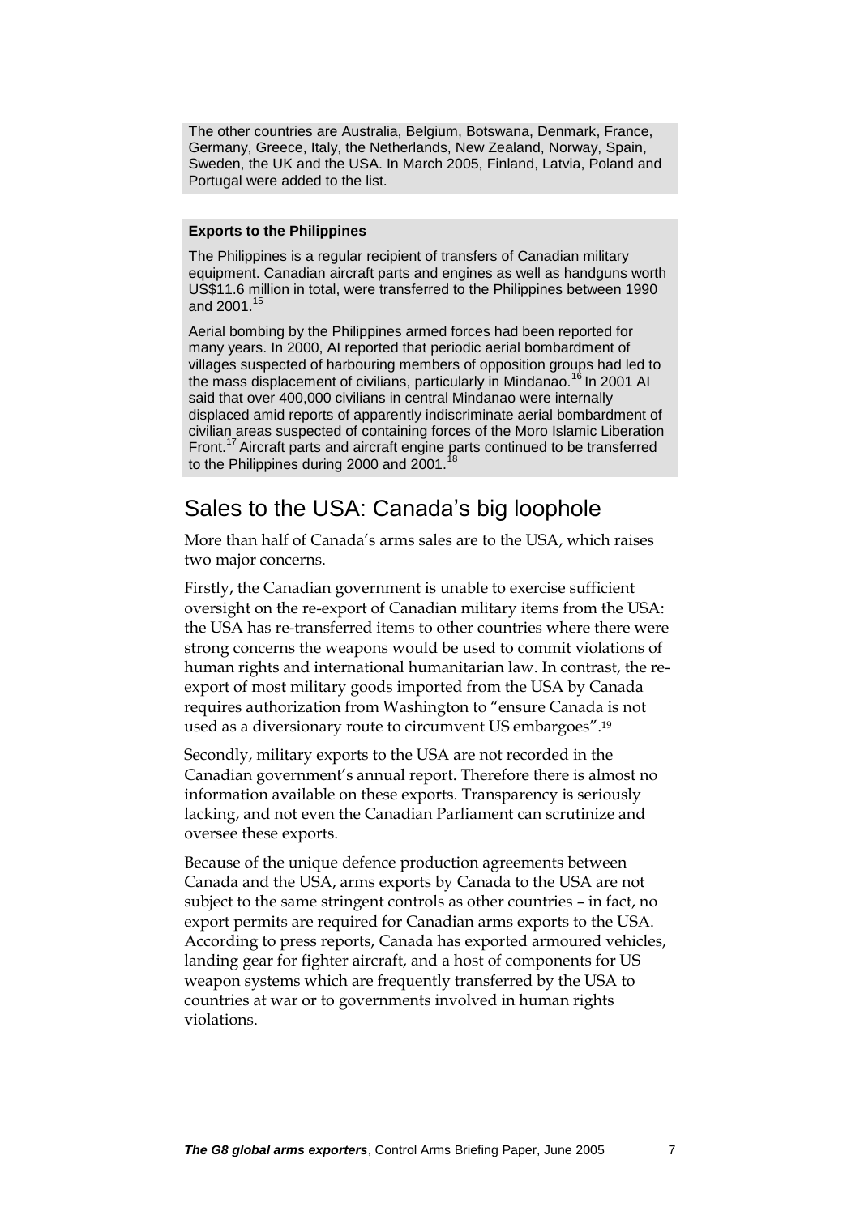The other countries are Australia, Belgium, Botswana, Denmark, France, Germany, Greece, Italy, the Netherlands, New Zealand, Norway, Spain, Sweden, the UK and the USA. In March 2005, Finland, Latvia, Poland and Portugal were added to the list.

**Exports to the Philippines**

The Philippines is a regular recipient of transfers of Canadian military equipment. Canadian aircraft parts and engines as well as handguns worth US$11.6 million in total, were transferred to the Philippines between 1990 and 2001.[15]

Aerial bombing by the Philippines armed forces had been reported for many years. In 2000, AI reported that periodic aerial bombardment of villages suspected of harbouring members of opposition groups had led to the mass displacement of civilians, particularly in Mindanao.[16] In 2001 AI said that over 400,000 civilians in central Mindanao were internally displaced amid reports of apparently indiscriminate aerial bombardment of civilian areas suspected of containing forces of the Moro Islamic Liberation Front.[17] Aircraft parts and aircraft engine parts continued to be transferred to the Philippines during 2000 and 2001.[18]

## Sales to the USA: Canada's big loophole

More than half of Canada's arms sales are to the USA, which raises two major concerns.

Firstly, the Canadian government is unable to exercise sufficient oversight on the re-export of Canadian military items from the USA: the USA has re-transferred items to other countries where there were strong concerns the weapons would be used to commit violations of human rights and international humanitarian law. In contrast, the re-export of most military goods imported from the USA by Canada requires authorization from Washington to "ensure Canada is not used as a diversionary route to circumvent US embargoes".[19]

Secondly, military exports to the USA are not recorded in the Canadian government's annual report. Therefore there is almost no information available on these exports. Transparency is seriously lacking, and not even the Canadian Parliament can scrutinize and oversee these exports.

Because of the unique defence production agreements between Canada and the USA, arms exports by Canada to the USA are not subject to the same stringent controls as other countries – in fact, no export permits are required for Canadian arms exports to the USA. According to press reports, Canada has exported armoured vehicles, landing gear for fighter aircraft, and a host of components for US weapon systems which are frequently transferred by the USA to countries at war or to governments involved in human rights violations.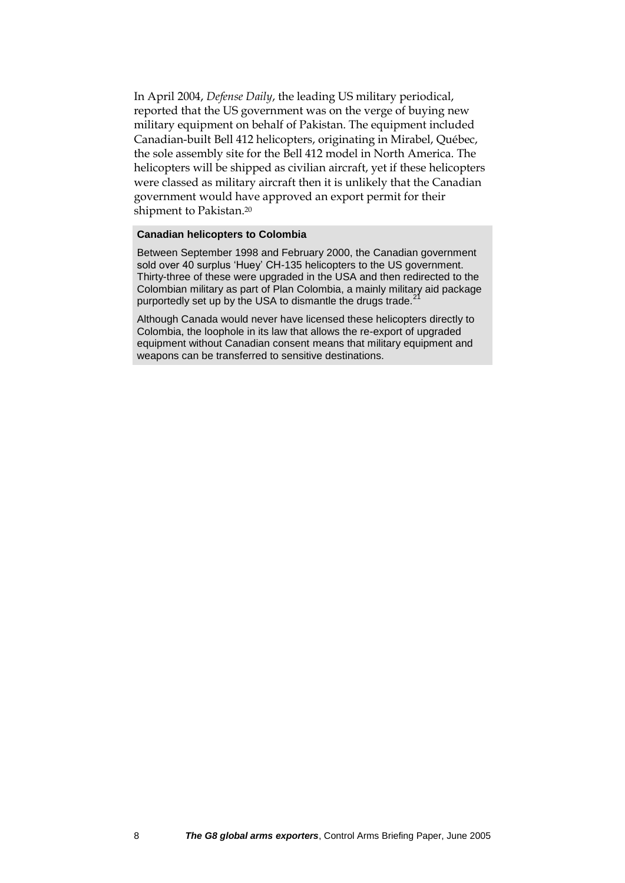In April 2004, *Defense Daily*, the leading US military periodical, reported that the US government was on the verge of buying new military equipment on behalf of Pakistan. The equipment included Canadian-built Bell 412 helicopters, originating in Mirabel, Québec, the sole assembly site for the Bell 412 model in North America. The helicopters will be shipped as civilian aircraft, yet if these helicopters were classed as military aircraft then it is unlikely that the Canadian government would have approved an export permit for their shipment to Pakistan.[20]

**Canadian helicopters to Colombia**

Between September 1998 and February 2000, the Canadian government sold over 40 surplus 'Huey' CH-135 helicopters to the US government. Thirty-three of these were upgraded in the USA and then redirected to the Colombian military as part of Plan Colombia, a mainly military aid package purportedly set up by the USA to dismantle the drugs trade.[21]

Although Canada would never have licensed these helicopters directly to Colombia, the loophole in its law that allows the re-export of upgraded equipment without Canadian consent means that military equipment and weapons can be transferred to sensitive destinations.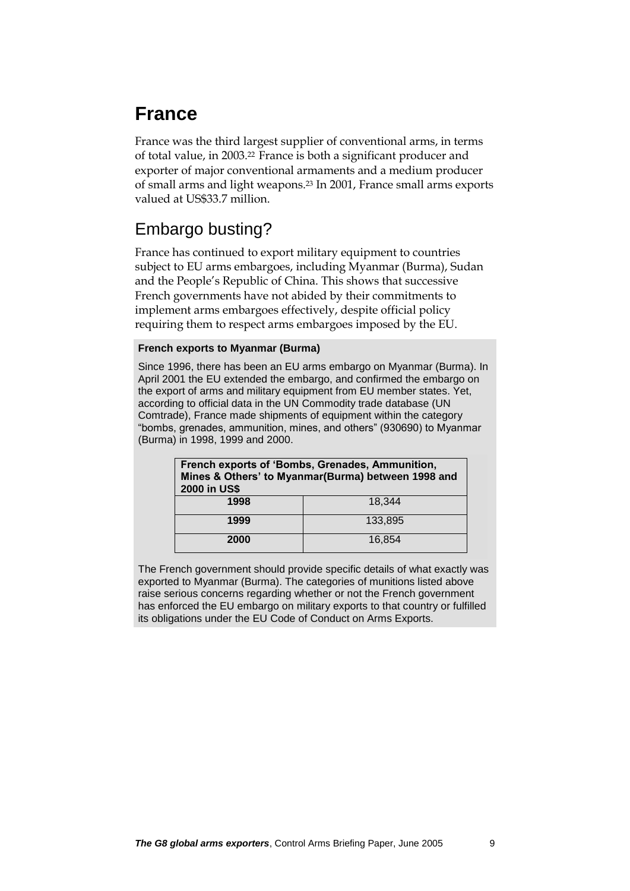# France

France was the third largest supplier of conventional arms, in terms of total value, in 2003.[22] France is both a significant producer and exporter of major conventional armaments and a medium producer of small arms and light weapons.[23] In 2001, France small arms exports valued at US$33.7 million.

## Embargo busting?

France has continued to export military equipment to countries subject to EU arms embargoes, including Myanmar (Burma), Sudan and the People's Republic of China. This shows that successive French governments have not abided by their commitments to implement arms embargoes effectively, despite official policy requiring them to respect arms embargoes imposed by the EU.

**French exports to Myanmar (Burma)**

Since 1996, there has been an EU arms embargo on Myanmar (Burma). In April 2001 the EU extended the embargo, and confirmed the embargo on the export of arms and military equipment from EU member states. Yet, according to official data in the UN Commodity trade database (UN Comtrade), France made shipments of equipment within the category "bombs, grenades, ammunition, mines, and others" (930690) to Myanmar (Burma) in 1998, 1999 and 2000.

| French exports of 'Bombs, Grenades, Ammunition, Mines & Others' to Myanmar(Burma) between 1998 and 2000 in US$ | |
|---|---|
| **1998** | 18,344 |
| **1999** | 133,895 |
| **2000** | 16,854 |

The French government should provide specific details of what exactly was exported to Myanmar (Burma). The categories of munitions listed above raise serious concerns regarding whether or not the French government has enforced the EU embargo on military exports to that country or fulfilled its obligations under the EU Code of Conduct on Arms Exports.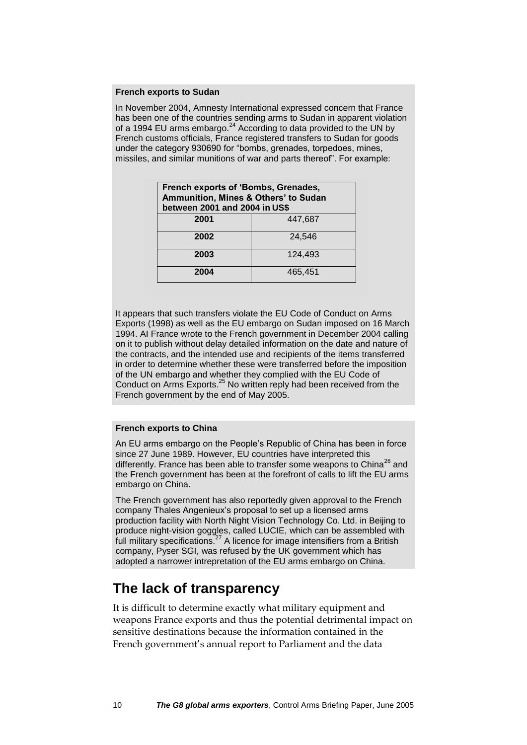**French exports to Sudan**

In November 2004, Amnesty International expressed concern that France has been one of the countries sending arms to Sudan in apparent violation of a 1994 EU arms embargo.[24] According to data provided to the UN by French customs officials, France registered transfers to Sudan for goods under the category 930690 for "bombs, grenades, torpedoes, mines, missiles, and similar munitions of war and parts thereof". For example:

| French exports of 'Bombs, Grenades, Ammunition, Mines & Others' to Sudan between 2001 and 2004 in US$ | |
|---|---|
| **2001** | 447,687 |
| **2002** | 24,546 |
| **2003** | 124,493 |
| **2004** | 465,451 |

It appears that such transfers violate the EU Code of Conduct on Arms Exports (1998) as well as the EU embargo on Sudan imposed on 16 March 1994. AI France wrote to the French government in December 2004 calling on it to publish without delay detailed information on the date and nature of the contracts, and the intended use and recipients of the items transferred in order to determine whether these were transferred before the imposition of the UN embargo and whether they complied with the EU Code of Conduct on Arms Exports.[25] No written reply had been received from the French government by the end of May 2005.

**French exports to China**

An EU arms embargo on the People's Republic of China has been in force since 27 June 1989. However, EU countries have interpreted this differently. France has been able to transfer some weapons to China[26] and the French government has been at the forefront of calls to lift the EU arms embargo on China.

The French government has also reportedly given approval to the French company Thales Angenieux's proposal to set up a licensed arms production facility with North Night Vision Technology Co. Ltd. in Beijing to produce night-vision goggles, called LUCIE, which can be assembled with full military specifications.[27] A licence for image intensifiers from a British company, Pyser SGI, was refused by the UK government which has adopted a narrower intrepretation of the EU arms embargo on China.

## The lack of transparency

It is difficult to determine exactly what military equipment and weapons France exports and thus the potential detrimental impact on sensitive destinations because the information contained in the French government's annual report to Parliament and the data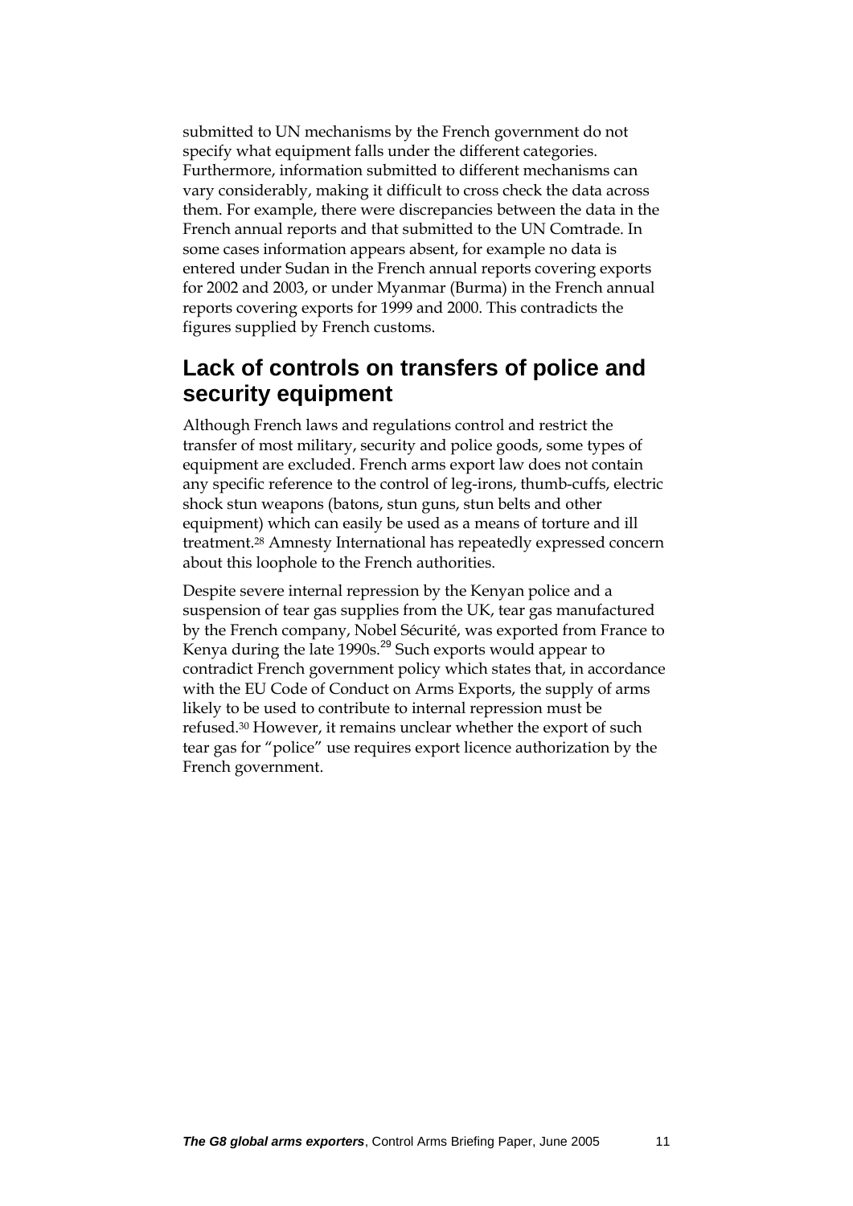submitted to UN mechanisms by the French government do not specify what equipment falls under the different categories. Furthermore, information submitted to different mechanisms can vary considerably, making it difficult to cross check the data across them. For example, there were discrepancies between the data in the French annual reports and that submitted to the UN Comtrade. In some cases information appears absent, for example no data is entered under Sudan in the French annual reports covering exports for 2002 and 2003, or under Myanmar (Burma) in the French annual reports covering exports for 1999 and 2000. This contradicts the figures supplied by French customs.

## Lack of controls on transfers of police and security equipment

Although French laws and regulations control and restrict the transfer of most military, security and police goods, some types of equipment are excluded. French arms export law does not contain any specific reference to the control of leg-irons, thumb-cuffs, electric shock stun weapons (batons, stun guns, stun belts and other equipment) which can easily be used as a means of torture and ill treatment.[28] Amnesty International has repeatedly expressed concern about this loophole to the French authorities.

Despite severe internal repression by the Kenyan police and a suspension of tear gas supplies from the UK, tear gas manufactured by the French company, Nobel Sécurité, was exported from France to Kenya during the late 1990s.[29] Such exports would appear to contradict French government policy which states that, in accordance with the EU Code of Conduct on Arms Exports, the supply of arms likely to be used to contribute to internal repression must be refused.[30] However, it remains unclear whether the export of such tear gas for "police" use requires export licence authorization by the French government.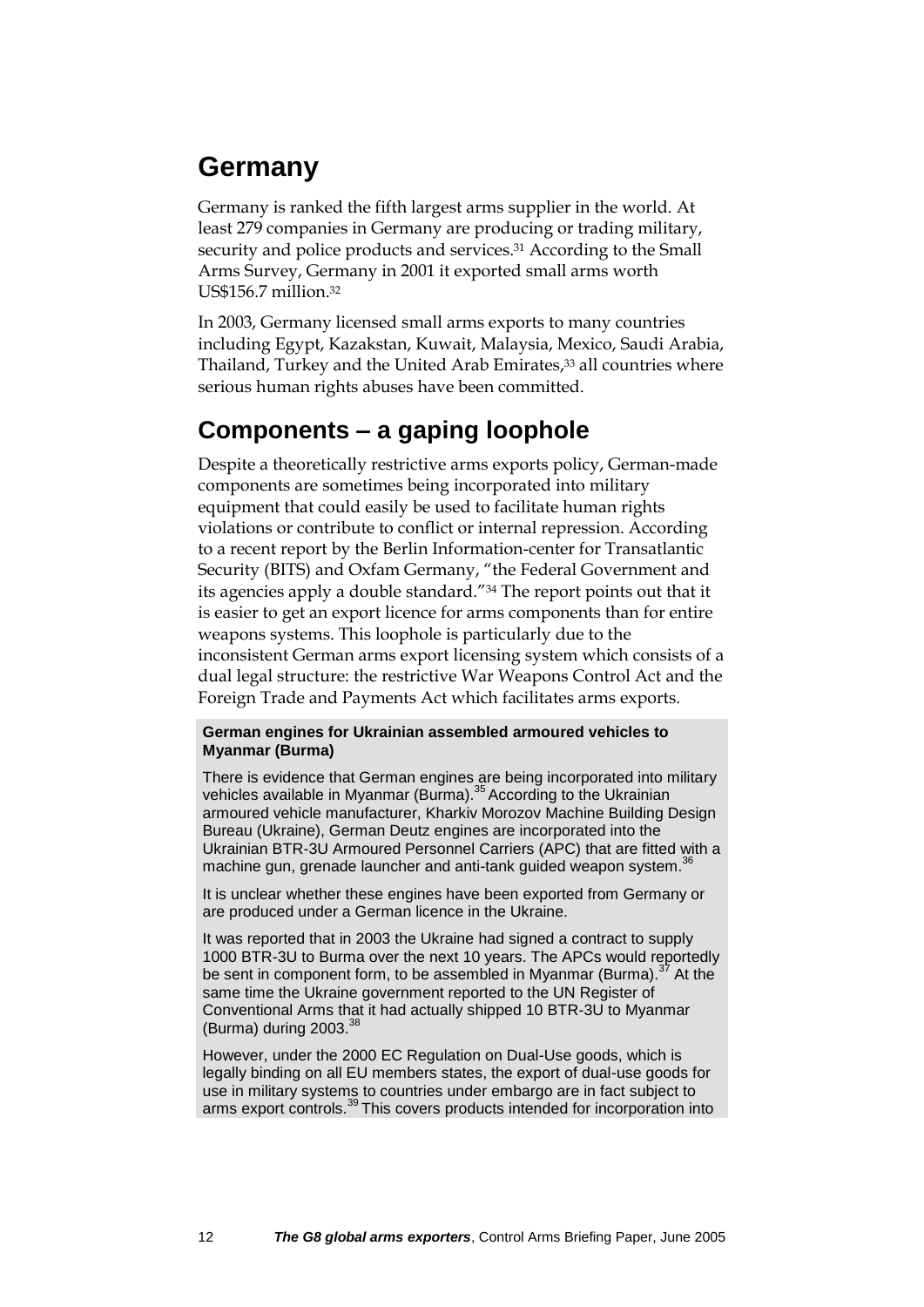# Germany

Germany is ranked the fifth largest arms supplier in the world. At least 279 companies in Germany are producing or trading military, security and police products and services.[31] According to the Small Arms Survey, Germany in 2001 it exported small arms worth US$156.7 million.[32]

In 2003, Germany licensed small arms exports to many countries including Egypt, Kazakstan, Kuwait, Malaysia, Mexico, Saudi Arabia, Thailand, Turkey and the United Arab Emirates,[33] all countries where serious human rights abuses have been committed.

# Components – a gaping loophole

Despite a theoretically restrictive arms exports policy, German-made components are sometimes being incorporated into military equipment that could easily be used to facilitate human rights violations or contribute to conflict or internal repression. According to a recent report by the Berlin Information-center for Transatlantic Security (BITS) and Oxfam Germany, "the Federal Government and its agencies apply a double standard."[34] The report points out that it is easier to get an export licence for arms components than for entire weapons systems. This loophole is particularly due to the inconsistent German arms export licensing system which consists of a dual legal structure: the restrictive War Weapons Control Act and the Foreign Trade and Payments Act which facilitates arms exports.

**German engines for Ukrainian assembled armoured vehicles to Myanmar (Burma)**

There is evidence that German engines are being incorporated into military vehicles available in Myanmar (Burma).[35] According to the Ukrainian armoured vehicle manufacturer, Kharkiv Morozov Machine Building Design Bureau (Ukraine), German Deutz engines are incorporated into the Ukrainian BTR-3U Armoured Personnel Carriers (APC) that are fitted with a machine gun, grenade launcher and anti-tank guided weapon system.[36]

It is unclear whether these engines have been exported from Germany or are produced under a German licence in the Ukraine.

It was reported that in 2003 the Ukraine had signed a contract to supply 1000 BTR-3U to Burma over the next 10 years. The APCs would reportedly be sent in component form, to be assembled in Myanmar (Burma).[37] At the same time the Ukraine government reported to the UN Register of Conventional Arms that it had actually shipped 10 BTR-3U to Myanmar (Burma) during 2003.[38]

However, under the 2000 EC Regulation on Dual-Use goods, which is legally binding on all EU members states, the export of dual-use goods for use in military systems to countries under embargo are in fact subject to arms export controls.[39] This covers products intended for incorporation into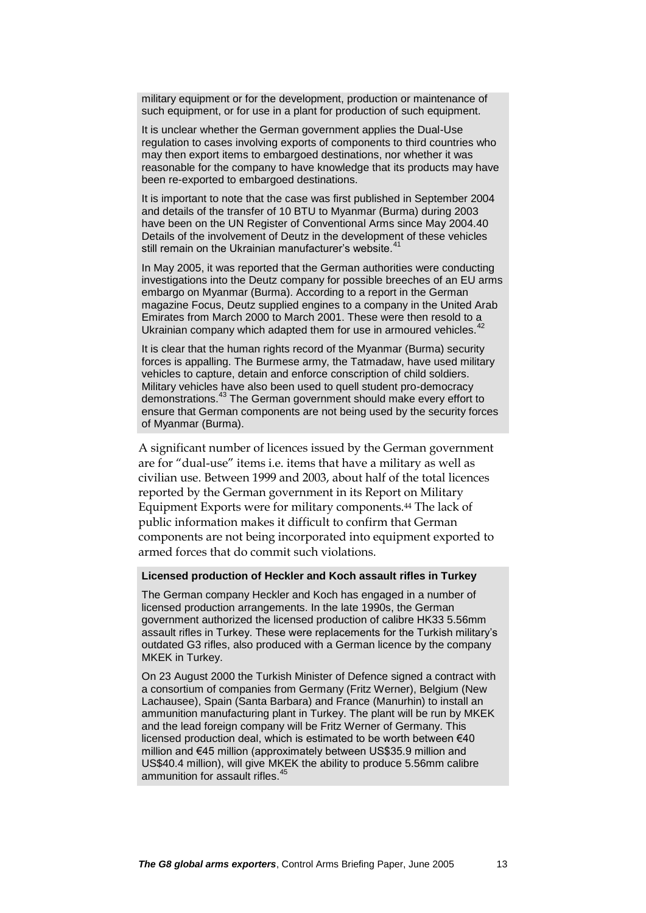military equipment or for the development, production or maintenance of such equipment, or for use in a plant for production of such equipment.

It is unclear whether the German government applies the Dual-Use regulation to cases involving exports of components to third countries who may then export items to embargoed destinations, nor whether it was reasonable for the company to have knowledge that its products may have been re-exported to embargoed destinations.

It is important to note that the case was first published in September 2004 and details of the transfer of 10 BTU to Myanmar (Burma) during 2003 have been on the UN Register of Conventional Arms since May 2004.40 Details of the involvement of Deutz in the development of these vehicles still remain on the Ukrainian manufacturer's website.[41]

In May 2005, it was reported that the German authorities were conducting investigations into the Deutz company for possible breeches of an EU arms embargo on Myanmar (Burma). According to a report in the German magazine Focus, Deutz supplied engines to a company in the United Arab Emirates from March 2000 to March 2001. These were then resold to a Ukrainian company which adapted them for use in armoured vehicles.[42]

It is clear that the human rights record of the Myanmar (Burma) security forces is appalling. The Burmese army, the Tatmadaw, have used military vehicles to capture, detain and enforce conscription of child soldiers. Military vehicles have also been used to quell student pro-democracy demonstrations.[43] The German government should make every effort to ensure that German components are not being used by the security forces of Myanmar (Burma).

A significant number of licences issued by the German government are for "dual-use" items i.e. items that have a military as well as civilian use. Between 1999 and 2003, about half of the total licences reported by the German government in its Report on Military Equipment Exports were for military components.[44] The lack of public information makes it difficult to confirm that German components are not being incorporated into equipment exported to armed forces that do commit such violations.

**Licensed production of Heckler and Koch assault rifles in Turkey**

The German company Heckler and Koch has engaged in a number of licensed production arrangements. In the late 1990s, the German government authorized the licensed production of calibre HK33 5.56mm assault rifles in Turkey. These were replacements for the Turkish military's outdated G3 rifles, also produced with a German licence by the company MKEK in Turkey.

On 23 August 2000 the Turkish Minister of Defence signed a contract with a consortium of companies from Germany (Fritz Werner), Belgium (New Lachausee), Spain (Santa Barbara) and France (Manurhin) to install an ammunition manufacturing plant in Turkey. The plant will be run by MKEK and the lead foreign company will be Fritz Werner of Germany. This licensed production deal, which is estimated to be worth between €40 million and €45 million (approximately between US$35.9 million and US$40.4 million), will give MKEK the ability to produce 5.56mm calibre ammunition for assault rifles.[45]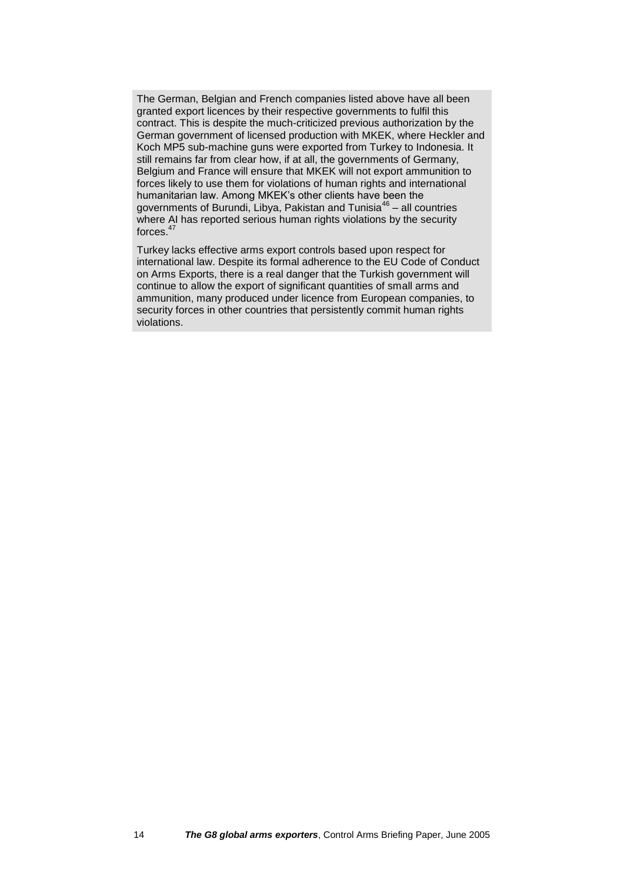The German, Belgian and French companies listed above have all been granted export licences by their respective governments to fulfil this contract. This is despite the much-criticized previous authorization by the German government of licensed production with MKEK, where Heckler and Koch MP5 sub-machine guns were exported from Turkey to Indonesia. It still remains far from clear how, if at all, the governments of Germany, Belgium and France will ensure that MKEK will not export ammunition to forces likely to use them for violations of human rights and international humanitarian law. Among MKEK's other clients have been the governments of Burundi, Libya, Pakistan and Tunisia[46] – all countries where AI has reported serious human rights violations by the security forces.[47]

Turkey lacks effective arms export controls based upon respect for international law. Despite its formal adherence to the EU Code of Conduct on Arms Exports, there is a real danger that the Turkish government will continue to allow the export of significant quantities of small arms and ammunition, many produced under licence from European companies, to security forces in other countries that persistently commit human rights violations.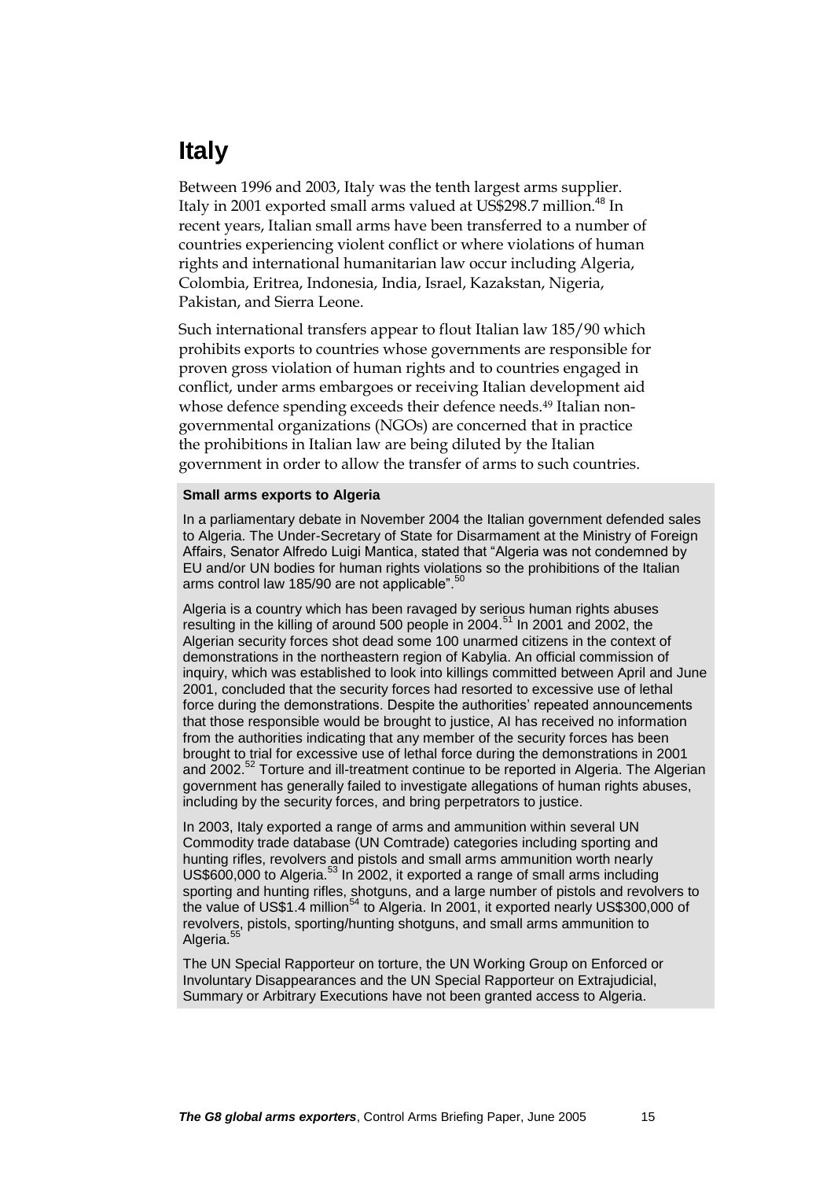# Italy

Between 1996 and 2003, Italy was the tenth largest arms supplier. Italy in 2001 exported small arms valued at US$298.7 million.[48] In recent years, Italian small arms have been transferred to a number of countries experiencing violent conflict or where violations of human rights and international humanitarian law occur including Algeria, Colombia, Eritrea, Indonesia, India, Israel, Kazakstan, Nigeria, Pakistan, and Sierra Leone.

Such international transfers appear to flout Italian law 185/90 which prohibits exports to countries whose governments are responsible for proven gross violation of human rights and to countries engaged in conflict, under arms embargoes or receiving Italian development aid whose defence spending exceeds their defence needs.[49] Italian non-governmental organizations (NGOs) are concerned that in practice the prohibitions in Italian law are being diluted by the Italian government in order to allow the transfer of arms to such countries.

**Small arms exports to Algeria**

In a parliamentary debate in November 2004 the Italian government defended sales to Algeria. The Under-Secretary of State for Disarmament at the Ministry of Foreign Affairs, Senator Alfredo Luigi Mantica, stated that "Algeria was not condemned by EU and/or UN bodies for human rights violations so the prohibitions of the Italian arms control law 185/90 are not applicable".[50]

Algeria is a country which has been ravaged by serious human rights abuses resulting in the killing of around 500 people in 2004.[51] In 2001 and 2002, the Algerian security forces shot dead some 100 unarmed citizens in the context of demonstrations in the northeastern region of Kabylia. An official commission of inquiry, which was established to look into killings committed between April and June 2001, concluded that the security forces had resorted to excessive use of lethal force during the demonstrations. Despite the authorities' repeated announcements that those responsible would be brought to justice, AI has received no information from the authorities indicating that any member of the security forces has been brought to trial for excessive use of lethal force during the demonstrations in 2001 and 2002.[52] Torture and ill-treatment continue to be reported in Algeria. The Algerian government has generally failed to investigate allegations of human rights abuses, including by the security forces, and bring perpetrators to justice.

In 2003, Italy exported a range of arms and ammunition within several UN Commodity trade database (UN Comtrade) categories including sporting and hunting rifles, revolvers and pistols and small arms ammunition worth nearly US$600,000 to Algeria.[53] In 2002, it exported a range of small arms including sporting and hunting rifles, shotguns, and a large number of pistols and revolvers to the value of US$1.4 million[54] to Algeria. In 2001, it exported nearly US$300,000 of revolvers, pistols, sporting/hunting shotguns, and small arms ammunition to Algeria.[55]

The UN Special Rapporteur on torture, the UN Working Group on Enforced or Involuntary Disappearances and the UN Special Rapporteur on Extrajudicial, Summary or Arbitrary Executions have not been granted access to Algeria.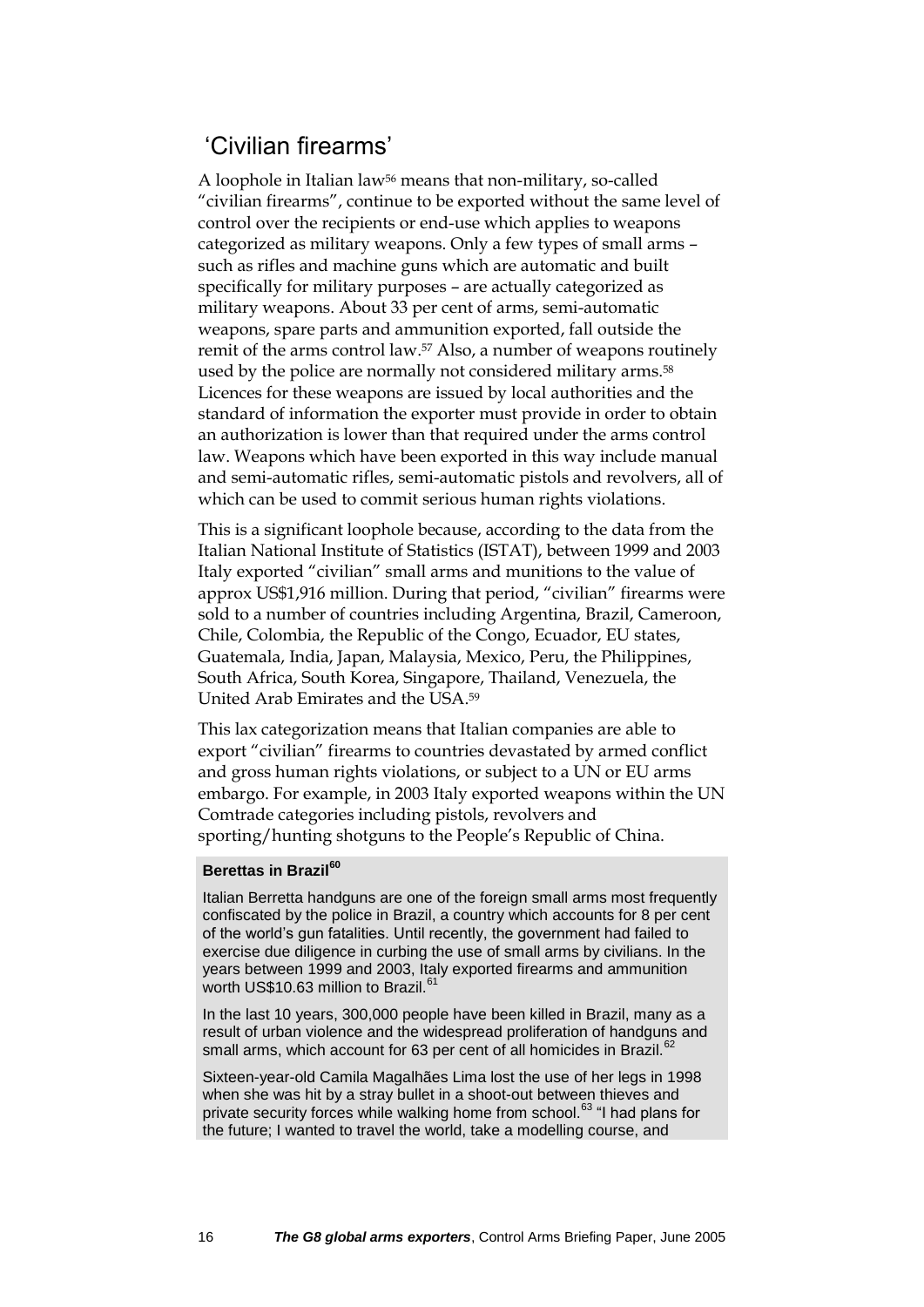## 'Civilian firearms'

A loophole in Italian law[56] means that non-military, so-called "civilian firearms", continue to be exported without the same level of control over the recipients or end-use which applies to weapons categorized as military weapons. Only a few types of small arms – such as rifles and machine guns which are automatic and built specifically for military purposes – are actually categorized as military weapons. About 33 per cent of arms, semi-automatic weapons, spare parts and ammunition exported, fall outside the remit of the arms control law.[57] Also, a number of weapons routinely used by the police are normally not considered military arms.[58] Licences for these weapons are issued by local authorities and the standard of information the exporter must provide in order to obtain an authorization is lower than that required under the arms control law. Weapons which have been exported in this way include manual and semi-automatic rifles, semi-automatic pistols and revolvers, all of which can be used to commit serious human rights violations.

This is a significant loophole because, according to the data from the Italian National Institute of Statistics (ISTAT), between 1999 and 2003 Italy exported "civilian" small arms and munitions to the value of approx US$1,916 million. During that period, "civilian" firearms were sold to a number of countries including Argentina, Brazil, Cameroon, Chile, Colombia, the Republic of the Congo, Ecuador, EU states, Guatemala, India, Japan, Malaysia, Mexico, Peru, the Philippines, South Africa, South Korea, Singapore, Thailand, Venezuela, the United Arab Emirates and the USA.[59]

This lax categorization means that Italian companies are able to export "civilian" firearms to countries devastated by armed conflict and gross human rights violations, or subject to a UN or EU arms embargo. For example, in 2003 Italy exported weapons within the UN Comtrade categories including pistols, revolvers and sporting/hunting shotguns to the People's Republic of China.

**Berettas in Brazil[60]**

Italian Berretta handguns are one of the foreign small arms most frequently confiscated by the police in Brazil, a country which accounts for 8 per cent of the world's gun fatalities. Until recently, the government had failed to exercise due diligence in curbing the use of small arms by civilians. In the years between 1999 and 2003, Italy exported firearms and ammunition worth US$10.63 million to Brazil.[61]

In the last 10 years, 300,000 people have been killed in Brazil, many as a result of urban violence and the widespread proliferation of handguns and small arms, which account for 63 per cent of all homicides in Brazil.[62]

Sixteen-year-old Camila Magalhães Lima lost the use of her legs in 1998 when she was hit by a stray bullet in a shoot-out between thieves and private security forces while walking home from school.[63] "I had plans for the future; I wanted to travel the world, take a modelling course, and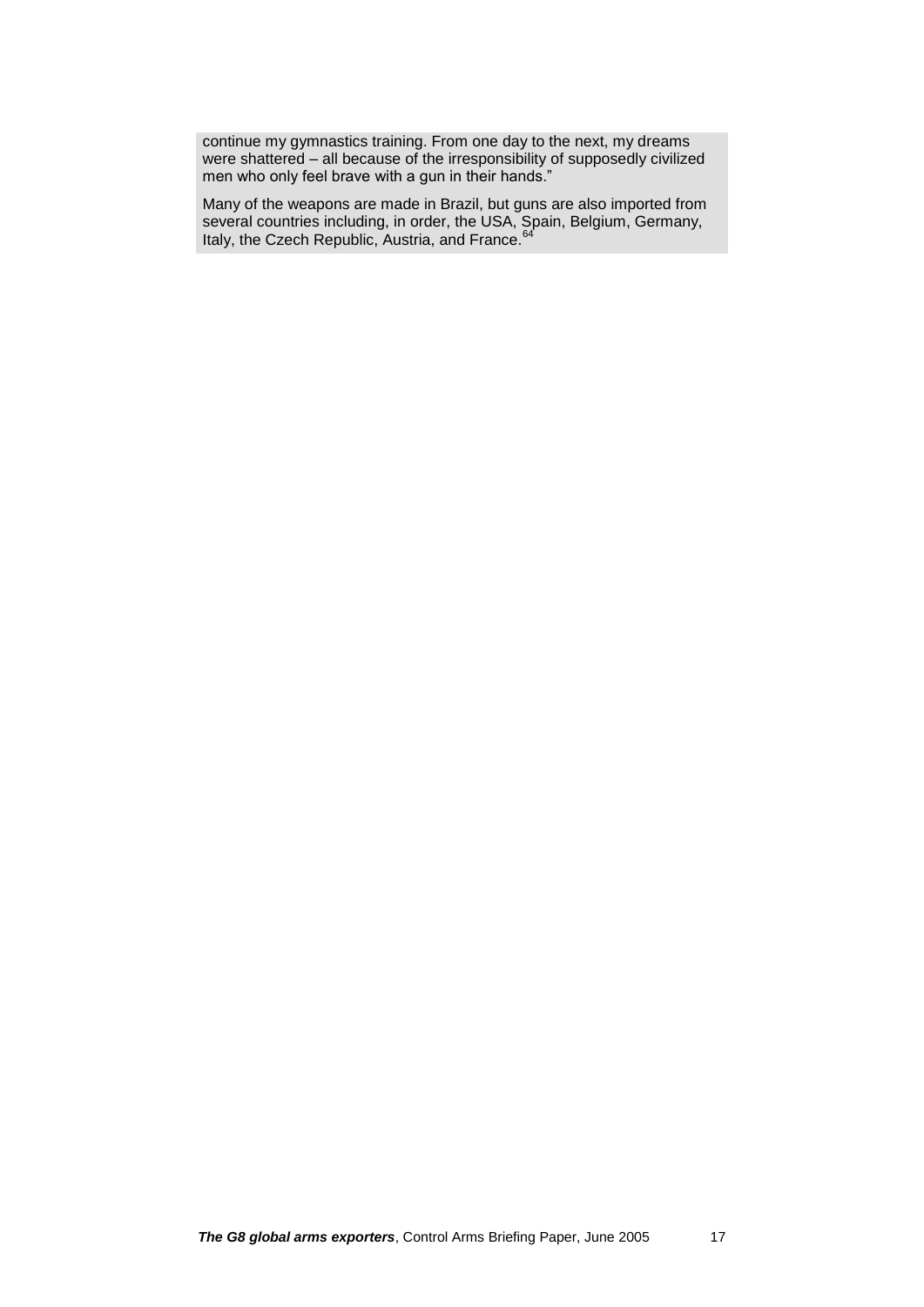continue my gymnastics training. From one day to the next, my dreams were shattered – all because of the irresponsibility of supposedly civilized men who only feel brave with a gun in their hands."

Many of the weapons are made in Brazil, but guns are also imported from several countries including, in order, the USA, Spain, Belgium, Germany, Italy, the Czech Republic, Austria, and France.[64]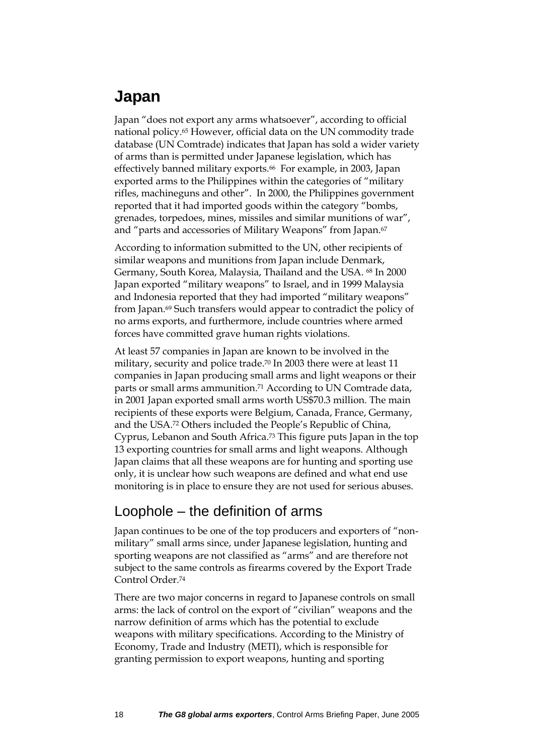# Japan

Japan "does not export any arms whatsoever", according to official national policy.[65] However, official data on the UN commodity trade database (UN Comtrade) indicates that Japan has sold a wider variety of arms than is permitted under Japanese legislation, which has effectively banned military exports.[66] For example, in 2003, Japan exported arms to the Philippines within the categories of "military rifles, machineguns and other". In 2000, the Philippines government reported that it had imported goods within the category "bombs, grenades, torpedoes, mines, missiles and similar munitions of war", and "parts and accessories of Military Weapons" from Japan.[67]

According to information submitted to the UN, other recipients of similar weapons and munitions from Japan include Denmark, Germany, South Korea, Malaysia, Thailand and the USA. [68] In 2000 Japan exported "military weapons" to Israel, and in 1999 Malaysia and Indonesia reported that they had imported "military weapons" from Japan.[69] Such transfers would appear to contradict the policy of no arms exports, and furthermore, include countries where armed forces have committed grave human rights violations.

At least 57 companies in Japan are known to be involved in the military, security and police trade.[70] In 2003 there were at least 11 companies in Japan producing small arms and light weapons or their parts or small arms ammunition.[71] According to UN Comtrade data, in 2001 Japan exported small arms worth US$70.3 million. The main recipients of these exports were Belgium, Canada, France, Germany, and the USA.[72] Others included the People's Republic of China, Cyprus, Lebanon and South Africa.[73] This figure puts Japan in the top 13 exporting countries for small arms and light weapons. Although Japan claims that all these weapons are for hunting and sporting use only, it is unclear how such weapons are defined and what end use monitoring is in place to ensure they are not used for serious abuses.

## Loophole – the definition of arms

Japan continues to be one of the top producers and exporters of "non-military" small arms since, under Japanese legislation, hunting and sporting weapons are not classified as "arms" and are therefore not subject to the same controls as firearms covered by the Export Trade Control Order.[74]

There are two major concerns in regard to Japanese controls on small arms: the lack of control on the export of "civilian" weapons and the narrow definition of arms which has the potential to exclude weapons with military specifications. According to the Ministry of Economy, Trade and Industry (METI), which is responsible for granting permission to export weapons, hunting and sporting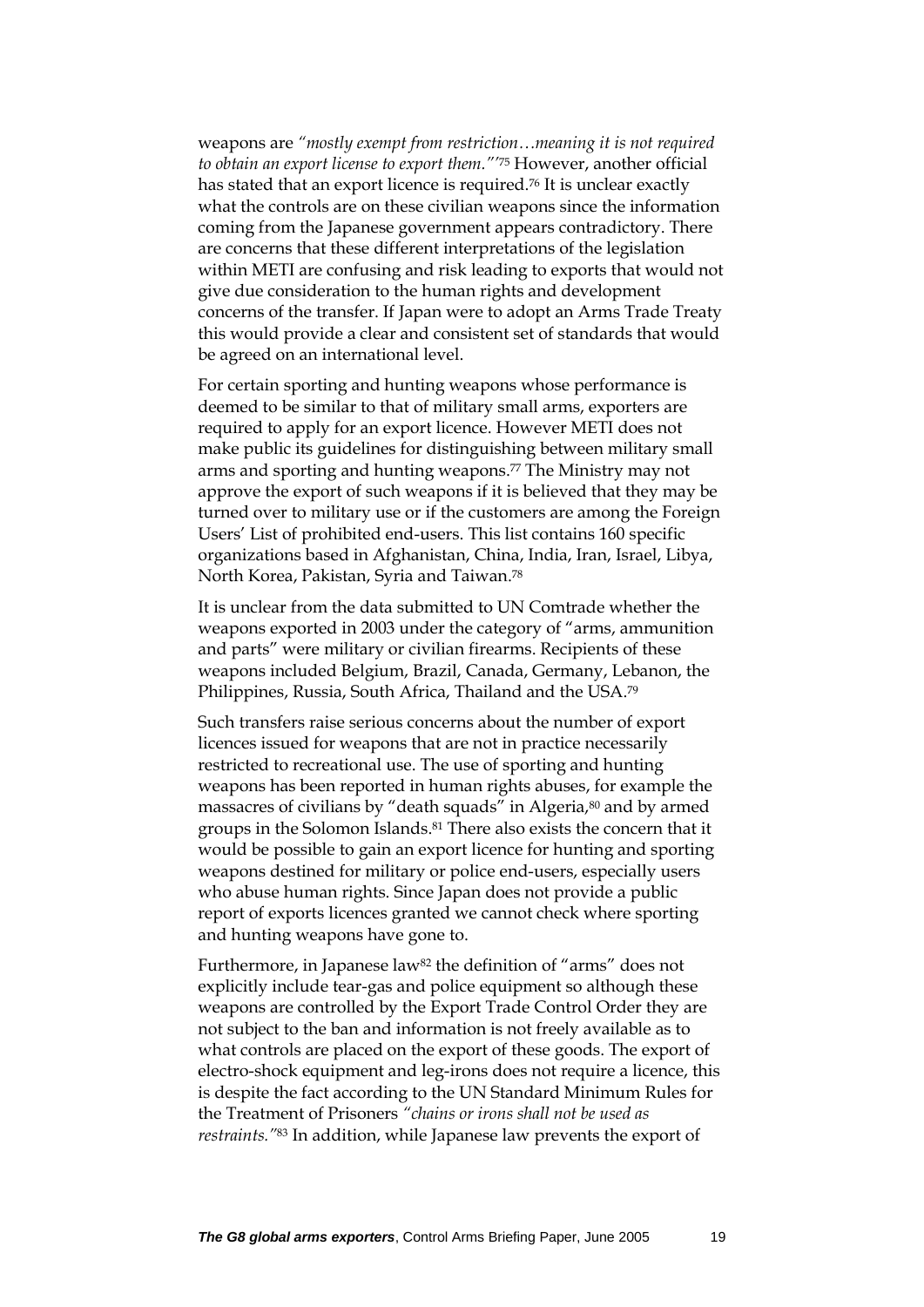weapons are *"mostly exempt from restriction…meaning it is not required to obtain an export license to export them."'*[75] However, another official has stated that an export licence is required.[76] It is unclear exactly what the controls are on these civilian weapons since the information coming from the Japanese government appears contradictory. There are concerns that these different interpretations of the legislation within METI are confusing and risk leading to exports that would not give due consideration to the human rights and development concerns of the transfer. If Japan were to adopt an Arms Trade Treaty this would provide a clear and consistent set of standards that would be agreed on an international level.

For certain sporting and hunting weapons whose performance is deemed to be similar to that of military small arms, exporters are required to apply for an export licence. However METI does not make public its guidelines for distinguishing between military small arms and sporting and hunting weapons.[77] The Ministry may not approve the export of such weapons if it is believed that they may be turned over to military use or if the customers are among the Foreign Users' List of prohibited end-users. This list contains 160 specific organizations based in Afghanistan, China, India, Iran, Israel, Libya, North Korea, Pakistan, Syria and Taiwan.[78]

It is unclear from the data submitted to UN Comtrade whether the weapons exported in 2003 under the category of "arms, ammunition and parts" were military or civilian firearms. Recipients of these weapons included Belgium, Brazil, Canada, Germany, Lebanon, the Philippines, Russia, South Africa, Thailand and the USA.[79]

Such transfers raise serious concerns about the number of export licences issued for weapons that are not in practice necessarily restricted to recreational use. The use of sporting and hunting weapons has been reported in human rights abuses, for example the massacres of civilians by "death squads" in Algeria,[80] and by armed groups in the Solomon Islands.[81] There also exists the concern that it would be possible to gain an export licence for hunting and sporting weapons destined for military or police end-users, especially users who abuse human rights. Since Japan does not provide a public report of exports licences granted we cannot check where sporting and hunting weapons have gone to.

Furthermore, in Japanese law[82] the definition of "arms" does not explicitly include tear-gas and police equipment so although these weapons are controlled by the Export Trade Control Order they are not subject to the ban and information is not freely available as to what controls are placed on the export of these goods. The export of electro-shock equipment and leg-irons does not require a licence, this is despite the fact according to the UN Standard Minimum Rules for the Treatment of Prisoners *"chains or irons shall not be used as restraints."*[83] In addition, while Japanese law prevents the export of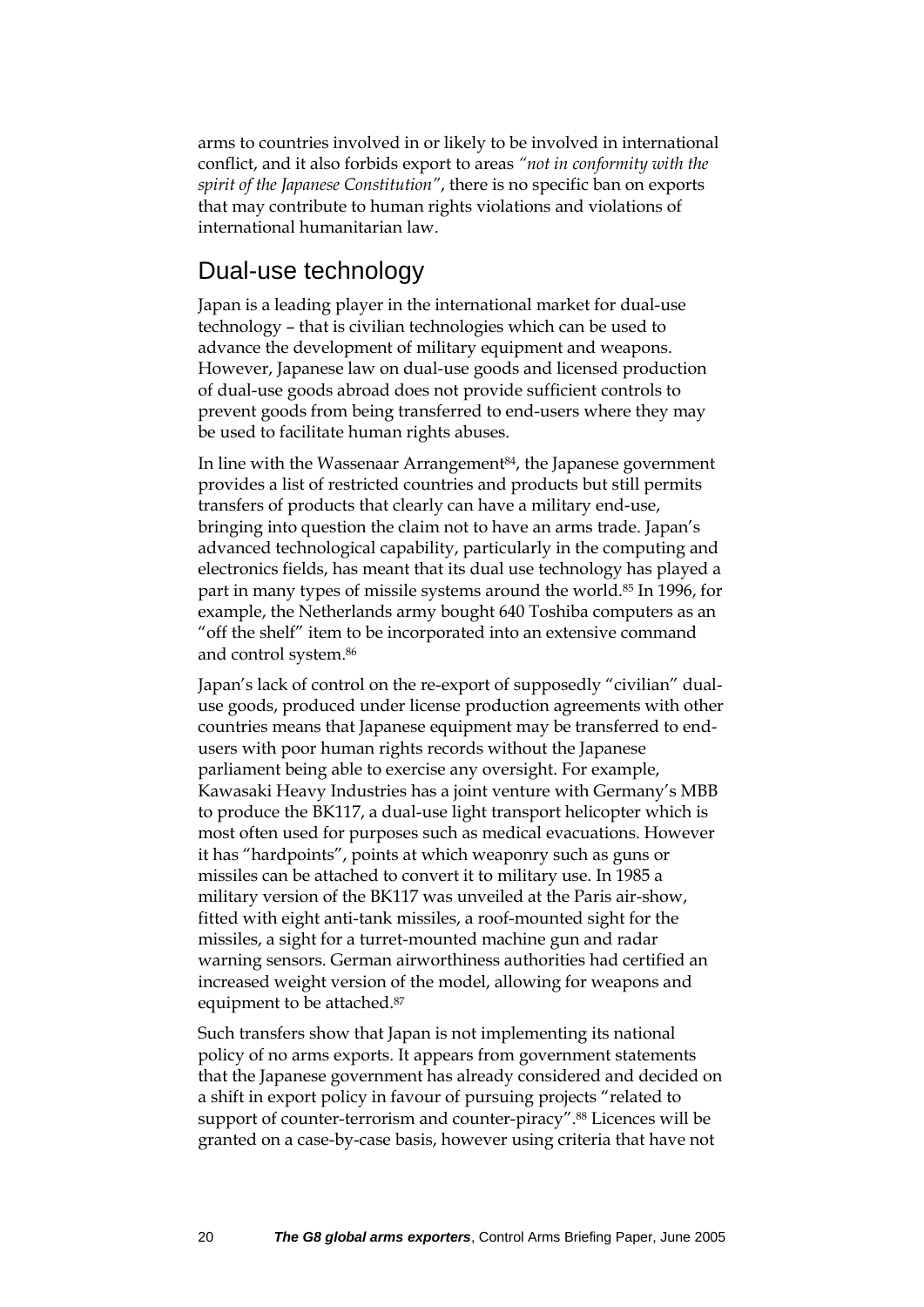arms to countries involved in or likely to be involved in international conflict, and it also forbids export to areas *"not in conformity with the spirit of the Japanese Constitution"*, there is no specific ban on exports that may contribute to human rights violations and violations of international humanitarian law.

## Dual-use technology

Japan is a leading player in the international market for dual-use technology – that is civilian technologies which can be used to advance the development of military equipment and weapons. However, Japanese law on dual-use goods and licensed production of dual-use goods abroad does not provide sufficient controls to prevent goods from being transferred to end-users where they may be used to facilitate human rights abuses.

In line with the Wassenaar Arrangement[84], the Japanese government provides a list of restricted countries and products but still permits transfers of products that clearly can have a military end-use, bringing into question the claim not to have an arms trade. Japan's advanced technological capability, particularly in the computing and electronics fields, has meant that its dual use technology has played a part in many types of missile systems around the world.[85] In 1996, for example, the Netherlands army bought 640 Toshiba computers as an "off the shelf" item to be incorporated into an extensive command and control system.[86]

Japan's lack of control on the re-export of supposedly "civilian" dual-use goods, produced under license production agreements with other countries means that Japanese equipment may be transferred to end-users with poor human rights records without the Japanese parliament being able to exercise any oversight. For example, Kawasaki Heavy Industries has a joint venture with Germany's MBB to produce the BK117, a dual-use light transport helicopter which is most often used for purposes such as medical evacuations. However it has "hardpoints", points at which weaponry such as guns or missiles can be attached to convert it to military use. In 1985 a military version of the BK117 was unveiled at the Paris air-show, fitted with eight anti-tank missiles, a roof-mounted sight for the missiles, a sight for a turret-mounted machine gun and radar warning sensors. German airworthiness authorities had certified an increased weight version of the model, allowing for weapons and equipment to be attached.[87]

Such transfers show that Japan is not implementing its national policy of no arms exports. It appears from government statements that the Japanese government has already considered and decided on a shift in export policy in favour of pursuing projects "related to support of counter-terrorism and counter-piracy".[88] Licences will be granted on a case-by-case basis, however using criteria that have not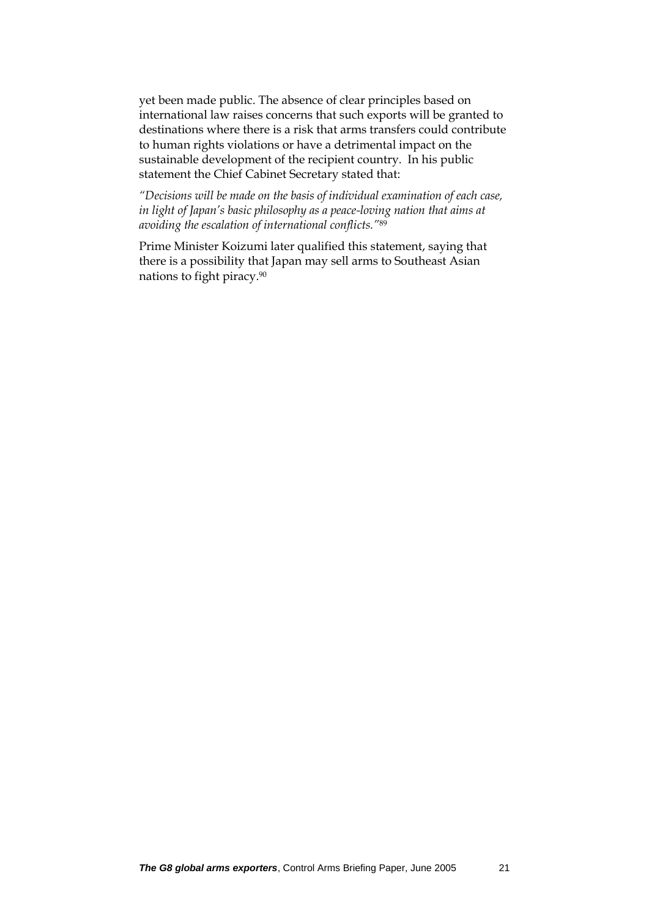yet been made public. The absence of clear principles based on international law raises concerns that such exports will be granted to destinations where there is a risk that arms transfers could contribute to human rights violations or have a detrimental impact on the sustainable development of the recipient country. In his public statement the Chief Cabinet Secretary stated that:

*"Decisions will be made on the basis of individual examination of each case, in light of Japan's basic philosophy as a peace-loving nation that aims at avoiding the escalation of international conflicts."*[89]

Prime Minister Koizumi later qualified this statement, saying that there is a possibility that Japan may sell arms to Southeast Asian nations to fight piracy.[90]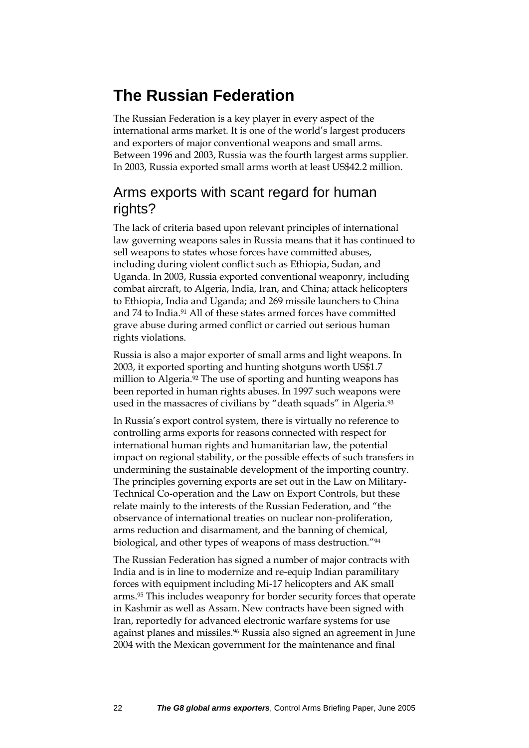# The Russian Federation

The Russian Federation is a key player in every aspect of the international arms market. It is one of the world's largest producers and exporters of major conventional weapons and small arms. Between 1996 and 2003, Russia was the fourth largest arms supplier. In 2003, Russia exported small arms worth at least US$42.2 million.

## Arms exports with scant regard for human rights?

The lack of criteria based upon relevant principles of international law governing weapons sales in Russia means that it has continued to sell weapons to states whose forces have committed abuses, including during violent conflict such as Ethiopia, Sudan, and Uganda. In 2003, Russia exported conventional weaponry, including combat aircraft, to Algeria, India, Iran, and China; attack helicopters to Ethiopia, India and Uganda; and 269 missile launchers to China and 74 to India.[91] All of these states armed forces have committed grave abuse during armed conflict or carried out serious human rights violations.

Russia is also a major exporter of small arms and light weapons. In 2003, it exported sporting and hunting shotguns worth US$1.7 million to Algeria.[92] The use of sporting and hunting weapons has been reported in human rights abuses. In 1997 such weapons were used in the massacres of civilians by "death squads" in Algeria.[93]

In Russia's export control system, there is virtually no reference to controlling arms exports for reasons connected with respect for international human rights and humanitarian law, the potential impact on regional stability, or the possible effects of such transfers in undermining the sustainable development of the importing country. The principles governing exports are set out in the Law on Military-Technical Co-operation and the Law on Export Controls, but these relate mainly to the interests of the Russian Federation, and "the observance of international treaties on nuclear non-proliferation, arms reduction and disarmament, and the banning of chemical, biological, and other types of weapons of mass destruction."[94]

The Russian Federation has signed a number of major contracts with India and is in line to modernize and re-equip Indian paramilitary forces with equipment including Mi-17 helicopters and AK small arms.[95] This includes weaponry for border security forces that operate in Kashmir as well as Assam. New contracts have been signed with Iran, reportedly for advanced electronic warfare systems for use against planes and missiles.[96] Russia also signed an agreement in June 2004 with the Mexican government for the maintenance and final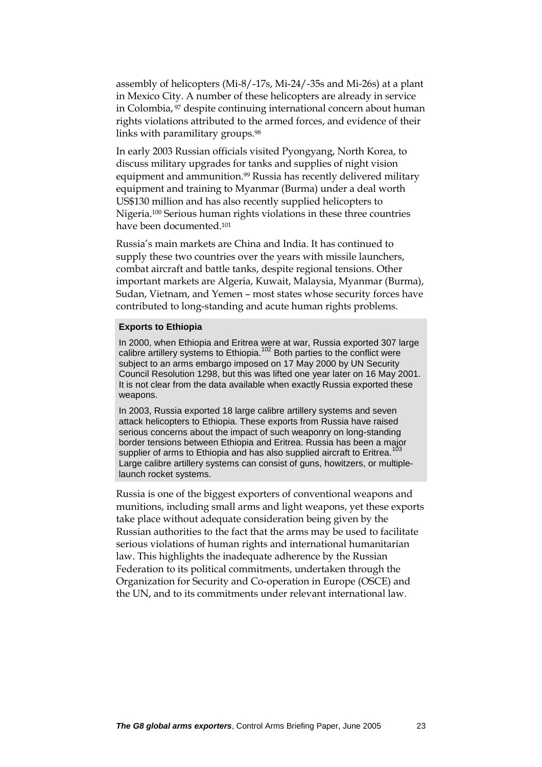assembly of helicopters (Mi-8/-17s, Mi-24/-35s and Mi-26s) at a plant in Mexico City. A number of these helicopters are already in service in Colombia,[97] despite continuing international concern about human rights violations attributed to the armed forces, and evidence of their links with paramilitary groups.[98]

In early 2003 Russian officials visited Pyongyang, North Korea, to discuss military upgrades for tanks and supplies of night vision equipment and ammunition.[99] Russia has recently delivered military equipment and training to Myanmar (Burma) under a deal worth US$130 million and has also recently supplied helicopters to Nigeria.[100] Serious human rights violations in these three countries have been documented.[101]

Russia's main markets are China and India. It has continued to supply these two countries over the years with missile launchers, combat aircraft and battle tanks, despite regional tensions. Other important markets are Algeria, Kuwait, Malaysia, Myanmar (Burma), Sudan, Vietnam, and Yemen – most states whose security forces have contributed to long-standing and acute human rights problems.

**Exports to Ethiopia**

In 2000, when Ethiopia and Eritrea were at war, Russia exported 307 large calibre artillery systems to Ethiopia.[102] Both parties to the conflict were subject to an arms embargo imposed on 17 May 2000 by UN Security Council Resolution 1298, but this was lifted one year later on 16 May 2001. It is not clear from the data available when exactly Russia exported these weapons.

In 2003, Russia exported 18 large calibre artillery systems and seven attack helicopters to Ethiopia. These exports from Russia have raised serious concerns about the impact of such weaponry on long-standing border tensions between Ethiopia and Eritrea. Russia has been a major supplier of arms to Ethiopia and has also supplied aircraft to Eritrea.[103] Large calibre artillery systems can consist of guns, howitzers, or multiple-launch rocket systems.

Russia is one of the biggest exporters of conventional weapons and munitions, including small arms and light weapons, yet these exports take place without adequate consideration being given by the Russian authorities to the fact that the arms may be used to facilitate serious violations of human rights and international humanitarian law. This highlights the inadequate adherence by the Russian Federation to its political commitments, undertaken through the Organization for Security and Co-operation in Europe (OSCE) and the UN, and to its commitments under relevant international law.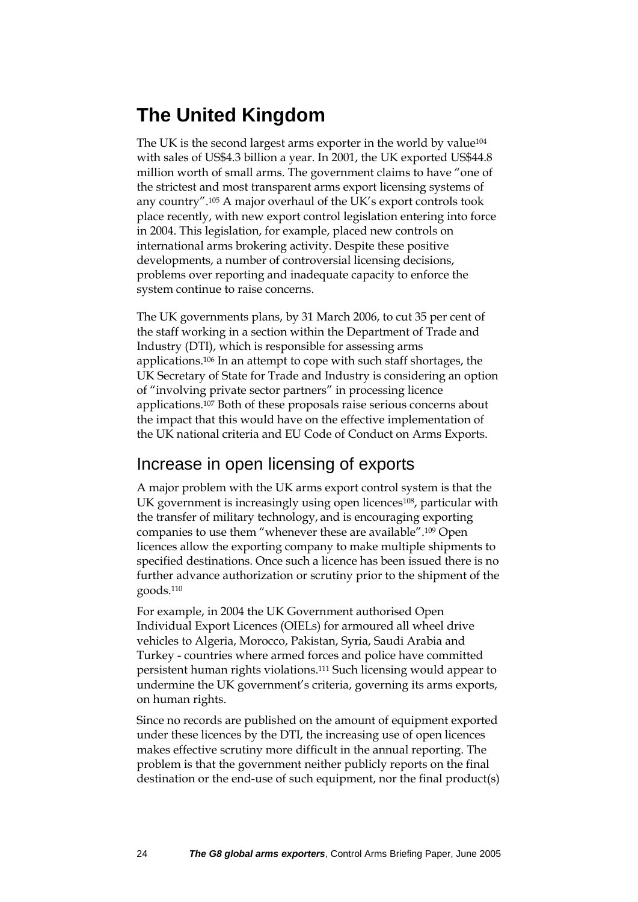# The United Kingdom

The UK is the second largest arms exporter in the world by value[104] with sales of US$4.3 billion a year. In 2001, the UK exported US$44.8 million worth of small arms. The government claims to have "one of the strictest and most transparent arms export licensing systems of any country".[105] A major overhaul of the UK's export controls took place recently, with new export control legislation entering into force in 2004. This legislation, for example, placed new controls on international arms brokering activity. Despite these positive developments, a number of controversial licensing decisions, problems over reporting and inadequate capacity to enforce the system continue to raise concerns.

The UK governments plans, by 31 March 2006, to cut 35 per cent of the staff working in a section within the Department of Trade and Industry (DTI), which is responsible for assessing arms applications.[106] In an attempt to cope with such staff shortages, the UK Secretary of State for Trade and Industry is considering an option of "involving private sector partners" in processing licence applications.[107] Both of these proposals raise serious concerns about the impact that this would have on the effective implementation of the UK national criteria and EU Code of Conduct on Arms Exports.

## Increase in open licensing of exports

A major problem with the UK arms export control system is that the UK government is increasingly using open licences[108], particular with the transfer of military technology, and is encouraging exporting companies to use them "whenever these are available".[109] Open licences allow the exporting company to make multiple shipments to specified destinations. Once such a licence has been issued there is no further advance authorization or scrutiny prior to the shipment of the goods.[110]

For example, in 2004 the UK Government authorised Open Individual Export Licences (OIELs) for armoured all wheel drive vehicles to Algeria, Morocco, Pakistan, Syria, Saudi Arabia and Turkey - countries where armed forces and police have committed persistent human rights violations.[111] Such licensing would appear to undermine the UK government's criteria, governing its arms exports, on human rights.

Since no records are published on the amount of equipment exported under these licences by the DTI, the increasing use of open licences makes effective scrutiny more difficult in the annual reporting. The problem is that the government neither publicly reports on the final destination or the end-use of such equipment, nor the final product(s)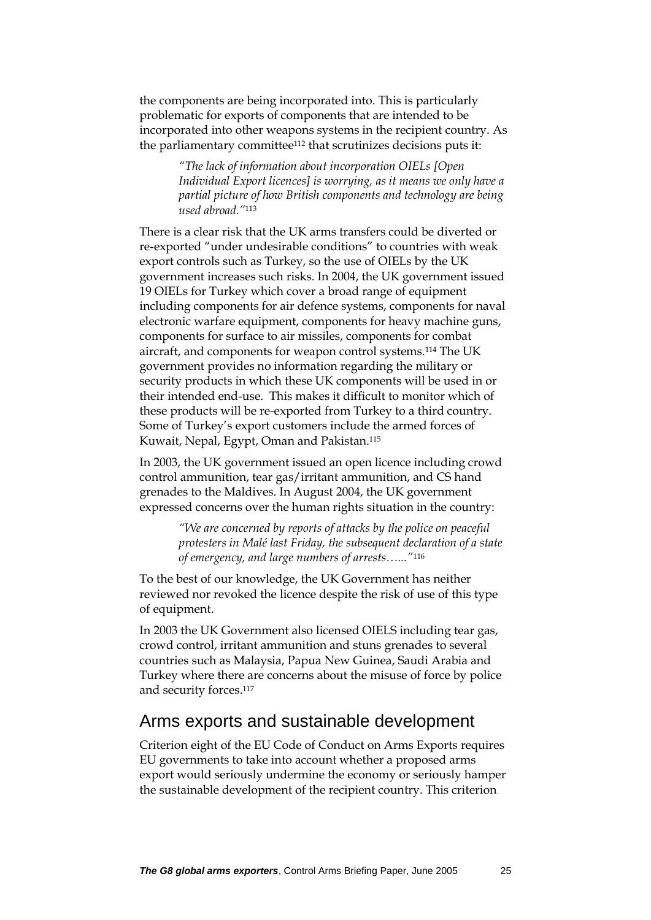the components are being incorporated into. This is particularly problematic for exports of components that are intended to be incorporated into other weapons systems in the recipient country. As the parliamentary committee[112] that scrutinizes decisions puts it:

> *"The lack of information about incorporation OIELs [Open Individual Export licences] is worrying, as it means we only have a partial picture of how British components and technology are being used abroad."*[113]

There is a clear risk that the UK arms transfers could be diverted or re-exported "under undesirable conditions" to countries with weak export controls such as Turkey, so the use of OIELs by the UK government increases such risks. In 2004, the UK government issued 19 OIELs for Turkey which cover a broad range of equipment including components for air defence systems, components for naval electronic warfare equipment, components for heavy machine guns, components for surface to air missiles, components for combat aircraft, and components for weapon control systems.[114] The UK government provides no information regarding the military or security products in which these UK components will be used in or their intended end-use. This makes it difficult to monitor which of these products will be re-exported from Turkey to a third country. Some of Turkey's export customers include the armed forces of Kuwait, Nepal, Egypt, Oman and Pakistan.[115]

In 2003, the UK government issued an open licence including crowd control ammunition, tear gas/irritant ammunition, and CS hand grenades to the Maldives. In August 2004, the UK government expressed concerns over the human rights situation in the country:

> *"We are concerned by reports of attacks by the police on peaceful protesters in Malé last Friday, the subsequent declaration of a state of emergency, and large numbers of arrests…..."*[116]

To the best of our knowledge, the UK Government has neither reviewed nor revoked the licence despite the risk of use of this type of equipment.

In 2003 the UK Government also licensed OIELS including tear gas, crowd control, irritant ammunition and stuns grenades to several countries such as Malaysia, Papua New Guinea, Saudi Arabia and Turkey where there are concerns about the misuse of force by police and security forces.[117]

## Arms exports and sustainable development

Criterion eight of the EU Code of Conduct on Arms Exports requires EU governments to take into account whether a proposed arms export would seriously undermine the economy or seriously hamper the sustainable development of the recipient country. This criterion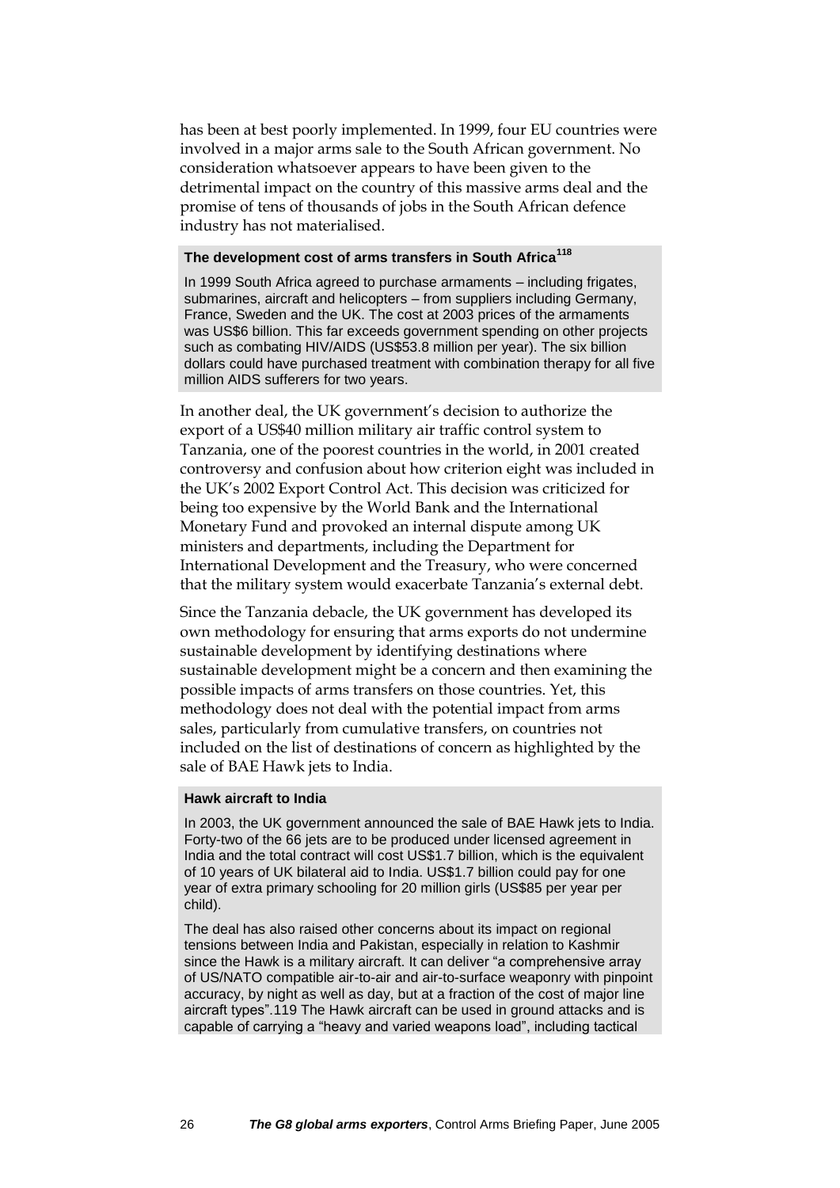has been at best poorly implemented. In 1999, four EU countries were involved in a major arms sale to the South African government. No consideration whatsoever appears to have been given to the detrimental impact on the country of this massive arms deal and the promise of tens of thousands of jobs in the South African defence industry has not materialised.

**The development cost of arms transfers in South Africa**[118]

In 1999 South Africa agreed to purchase armaments – including frigates, submarines, aircraft and helicopters – from suppliers including Germany, France, Sweden and the UK. The cost at 2003 prices of the armaments was US$6 billion. This far exceeds government spending on other projects such as combating HIV/AIDS (US$53.8 million per year). The six billion dollars could have purchased treatment with combination therapy for all five million AIDS sufferers for two years.

In another deal, the UK government's decision to authorize the export of a US$40 million military air traffic control system to Tanzania, one of the poorest countries in the world, in 2001 created controversy and confusion about how criterion eight was included in the UK's 2002 Export Control Act. This decision was criticized for being too expensive by the World Bank and the International Monetary Fund and provoked an internal dispute among UK ministers and departments, including the Department for International Development and the Treasury, who were concerned that the military system would exacerbate Tanzania's external debt.

Since the Tanzania debacle, the UK government has developed its own methodology for ensuring that arms exports do not undermine sustainable development by identifying destinations where sustainable development might be a concern and then examining the possible impacts of arms transfers on those countries. Yet, this methodology does not deal with the potential impact from arms sales, particularly from cumulative transfers, on countries not included on the list of destinations of concern as highlighted by the sale of BAE Hawk jets to India.

**Hawk aircraft to India**

In 2003, the UK government announced the sale of BAE Hawk jets to India. Forty-two of the 66 jets are to be produced under licensed agreement in India and the total contract will cost US$1.7 billion, which is the equivalent of 10 years of UK bilateral aid to India. US$1.7 billion could pay for one year of extra primary schooling for 20 million girls (US$85 per year per child).

The deal has also raised other concerns about its impact on regional tensions between India and Pakistan, especially in relation to Kashmir since the Hawk is a military aircraft. It can deliver "a comprehensive array of US/NATO compatible air-to-air and air-to-surface weaponry with pinpoint accuracy, by night as well as day, but at a fraction of the cost of major line aircraft types".119 The Hawk aircraft can be used in ground attacks and is capable of carrying a "heavy and varied weapons load", including tactical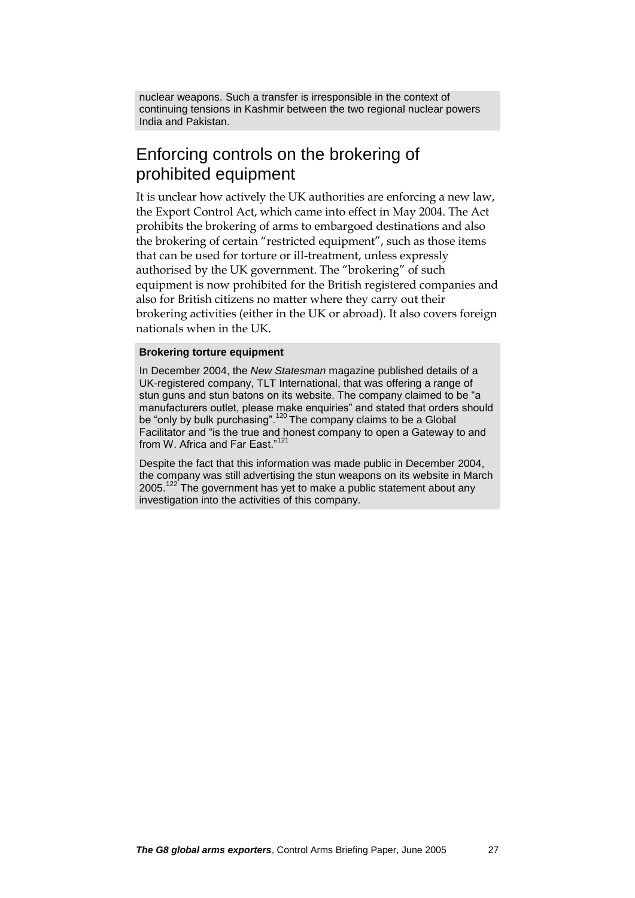nuclear weapons. Such a transfer is irresponsible in the context of continuing tensions in Kashmir between the two regional nuclear powers India and Pakistan.

## Enforcing controls on the brokering of prohibited equipment

It is unclear how actively the UK authorities are enforcing a new law, the Export Control Act, which came into effect in May 2004. The Act prohibits the brokering of arms to embargoed destinations and also the brokering of certain "restricted equipment", such as those items that can be used for torture or ill-treatment, unless expressly authorised by the UK government. The "brokering" of such equipment is now prohibited for the British registered companies and also for British citizens no matter where they carry out their brokering activities (either in the UK or abroad). It also covers foreign nationals when in the UK.

**Brokering torture equipment**

In December 2004, the *New Statesman* magazine published details of a UK-registered company, TLT International, that was offering a range of stun guns and stun batons on its website. The company claimed to be "a manufacturers outlet, please make enquiries" and stated that orders should be "only by bulk purchasing".[120] The company claims to be a Global Facilitator and "is the true and honest company to open a Gateway to and from W. Africa and Far East."[121]

Despite the fact that this information was made public in December 2004, the company was still advertising the stun weapons on its website in March 2005.[122] The government has yet to make a public statement about any investigation into the activities of this company.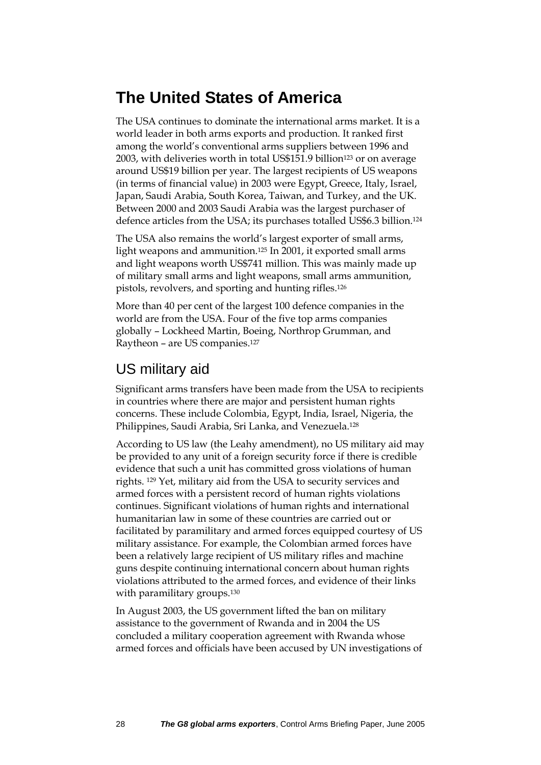# The United States of America

The USA continues to dominate the international arms market. It is a world leader in both arms exports and production. It ranked first among the world's conventional arms suppliers between 1996 and 2003, with deliveries worth in total US$151.9 billion[123] or on average around US$19 billion per year. The largest recipients of US weapons (in terms of financial value) in 2003 were Egypt, Greece, Italy, Israel, Japan, Saudi Arabia, South Korea, Taiwan, and Turkey, and the UK. Between 2000 and 2003 Saudi Arabia was the largest purchaser of defence articles from the USA; its purchases totalled US$6.3 billion.[124]

The USA also remains the world's largest exporter of small arms, light weapons and ammunition.[125] In 2001, it exported small arms and light weapons worth US$741 million. This was mainly made up of military small arms and light weapons, small arms ammunition, pistols, revolvers, and sporting and hunting rifles.[126]

More than 40 per cent of the largest 100 defence companies in the world are from the USA. Four of the five top arms companies globally – Lockheed Martin, Boeing, Northrop Grumman, and Raytheon – are US companies.[127]

## US military aid

Significant arms transfers have been made from the USA to recipients in countries where there are major and persistent human rights concerns. These include Colombia, Egypt, India, Israel, Nigeria, the Philippines, Saudi Arabia, Sri Lanka, and Venezuela.[128]

According to US law (the Leahy amendment), no US military aid may be provided to any unit of a foreign security force if there is credible evidence that such a unit has committed gross violations of human rights. [129] Yet, military aid from the USA to security services and armed forces with a persistent record of human rights violations continues. Significant violations of human rights and international humanitarian law in some of these countries are carried out or facilitated by paramilitary and armed forces equipped courtesy of US military assistance. For example, the Colombian armed forces have been a relatively large recipient of US military rifles and machine guns despite continuing international concern about human rights violations attributed to the armed forces, and evidence of their links with paramilitary groups.[130]

In August 2003, the US government lifted the ban on military assistance to the government of Rwanda and in 2004 the US concluded a military cooperation agreement with Rwanda whose armed forces and officials have been accused by UN investigations of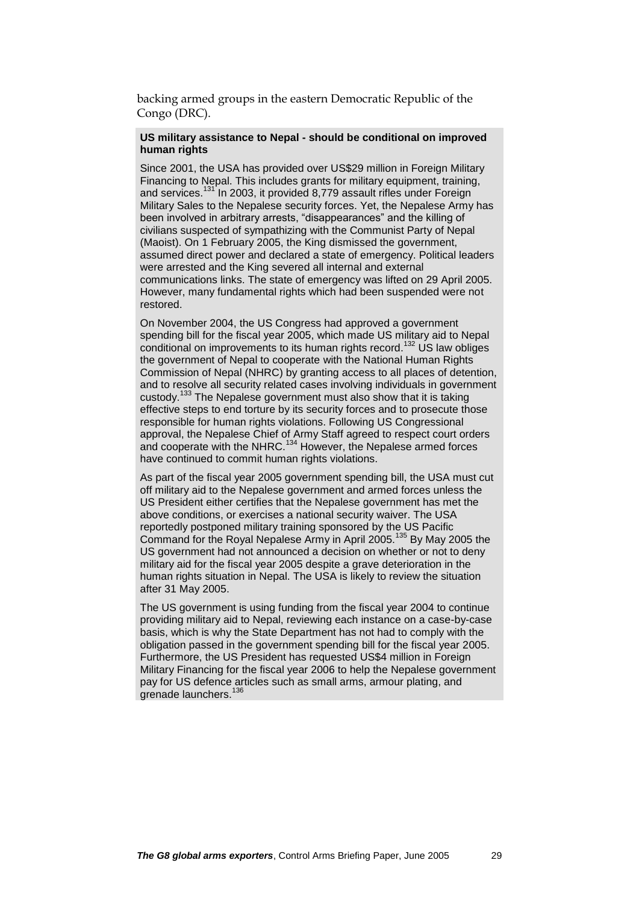backing armed groups in the eastern Democratic Republic of the Congo (DRC).

**US military assistance to Nepal - should be conditional on improved human rights**

Since 2001, the USA has provided over US$29 million in Foreign Military Financing to Nepal. This includes grants for military equipment, training, and services.[131] In 2003, it provided 8,779 assault rifles under Foreign Military Sales to the Nepalese security forces. Yet, the Nepalese Army has been involved in arbitrary arrests, "disappearances" and the killing of civilians suspected of sympathizing with the Communist Party of Nepal (Maoist). On 1 February 2005, the King dismissed the government, assumed direct power and declared a state of emergency. Political leaders were arrested and the King severed all internal and external communications links. The state of emergency was lifted on 29 April 2005. However, many fundamental rights which had been suspended were not restored.

On November 2004, the US Congress had approved a government spending bill for the fiscal year 2005, which made US military aid to Nepal conditional on improvements to its human rights record.[132] US law obliges the government of Nepal to cooperate with the National Human Rights Commission of Nepal (NHRC) by granting access to all places of detention, and to resolve all security related cases involving individuals in government custody.[133] The Nepalese government must also show that it is taking effective steps to end torture by its security forces and to prosecute those responsible for human rights violations. Following US Congressional approval, the Nepalese Chief of Army Staff agreed to respect court orders and cooperate with the NHRC.[134] However, the Nepalese armed forces have continued to commit human rights violations.

As part of the fiscal year 2005 government spending bill, the USA must cut off military aid to the Nepalese government and armed forces unless the US President either certifies that the Nepalese government has met the above conditions, or exercises a national security waiver. The USA reportedly postponed military training sponsored by the US Pacific Command for the Royal Nepalese Army in April 2005.[135] By May 2005 the US government had not announced a decision on whether or not to deny military aid for the fiscal year 2005 despite a grave deterioration in the human rights situation in Nepal. The USA is likely to review the situation after 31 May 2005.

The US government is using funding from the fiscal year 2004 to continue providing military aid to Nepal, reviewing each instance on a case-by-case basis, which is why the State Department has not had to comply with the obligation passed in the government spending bill for the fiscal year 2005. Furthermore, the US President has requested US$4 million in Foreign Military Financing for the fiscal year 2006 to help the Nepalese government pay for US defence articles such as small arms, armour plating, and grenade launchers.[136]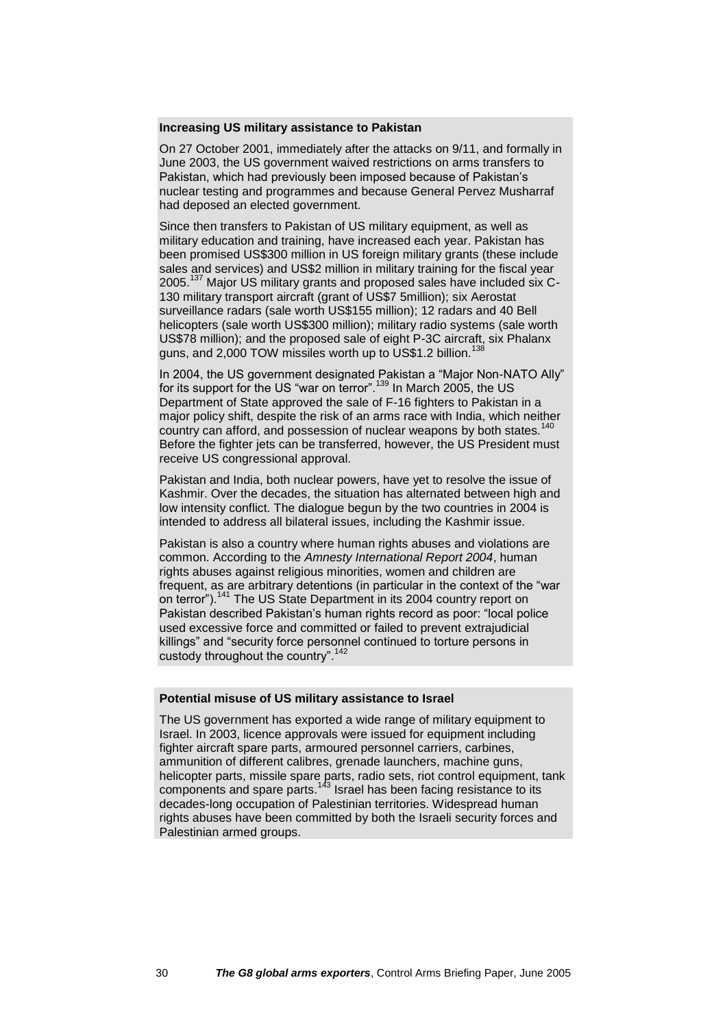### Increasing US military assistance to Pakistan

On 27 October 2001, immediately after the attacks on 9/11, and formally in June 2003, the US government waived restrictions on arms transfers to Pakistan, which had previously been imposed because of Pakistan's nuclear testing and programmes and because General Pervez Musharraf had deposed an elected government.

Since then transfers to Pakistan of US military equipment, as well as military education and training, have increased each year. Pakistan has been promised US$300 million in US foreign military grants (these include sales and services) and US$2 million in military training for the fiscal year 2005.[137] Major US military grants and proposed sales have included six C-130 military transport aircraft (grant of US$7 5million); six Aerostat surveillance radars (sale worth US$155 million); 12 radars and 40 Bell helicopters (sale worth US$300 million); military radio systems (sale worth US$78 million); and the proposed sale of eight P-3C aircraft, six Phalanx guns, and 2,000 TOW missiles worth up to US$1.2 billion.[138]

In 2004, the US government designated Pakistan a "Major Non-NATO Ally" for its support for the US "war on terror".[139] In March 2005, the US Department of State approved the sale of F-16 fighters to Pakistan in a major policy shift, despite the risk of an arms race with India, which neither country can afford, and possession of nuclear weapons by both states.[140] Before the fighter jets can be transferred, however, the US President must receive US congressional approval.

Pakistan and India, both nuclear powers, have yet to resolve the issue of Kashmir. Over the decades, the situation has alternated between high and low intensity conflict. The dialogue begun by the two countries in 2004 is intended to address all bilateral issues, including the Kashmir issue.

Pakistan is also a country where human rights abuses and violations are common. According to the *Amnesty International Report 2004*, human rights abuses against religious minorities, women and children are frequent, as are arbitrary detentions (in particular in the context of the "war on terror").[141] The US State Department in its 2004 country report on Pakistan described Pakistan's human rights record as poor: "local police used excessive force and committed or failed to prevent extrajudicial killings" and "security force personnel continued to torture persons in custody throughout the country".[142]

### Potential misuse of US military assistance to Israel

The US government has exported a wide range of military equipment to Israel. In 2003, licence approvals were issued for equipment including fighter aircraft spare parts, armoured personnel carriers, carbines, ammunition of different calibres, grenade launchers, machine guns, helicopter parts, missile spare parts, radio sets, riot control equipment, tank components and spare parts.[143] Israel has been facing resistance to its decades-long occupation of Palestinian territories. Widespread human rights abuses have been committed by both the Israeli security forces and Palestinian armed groups.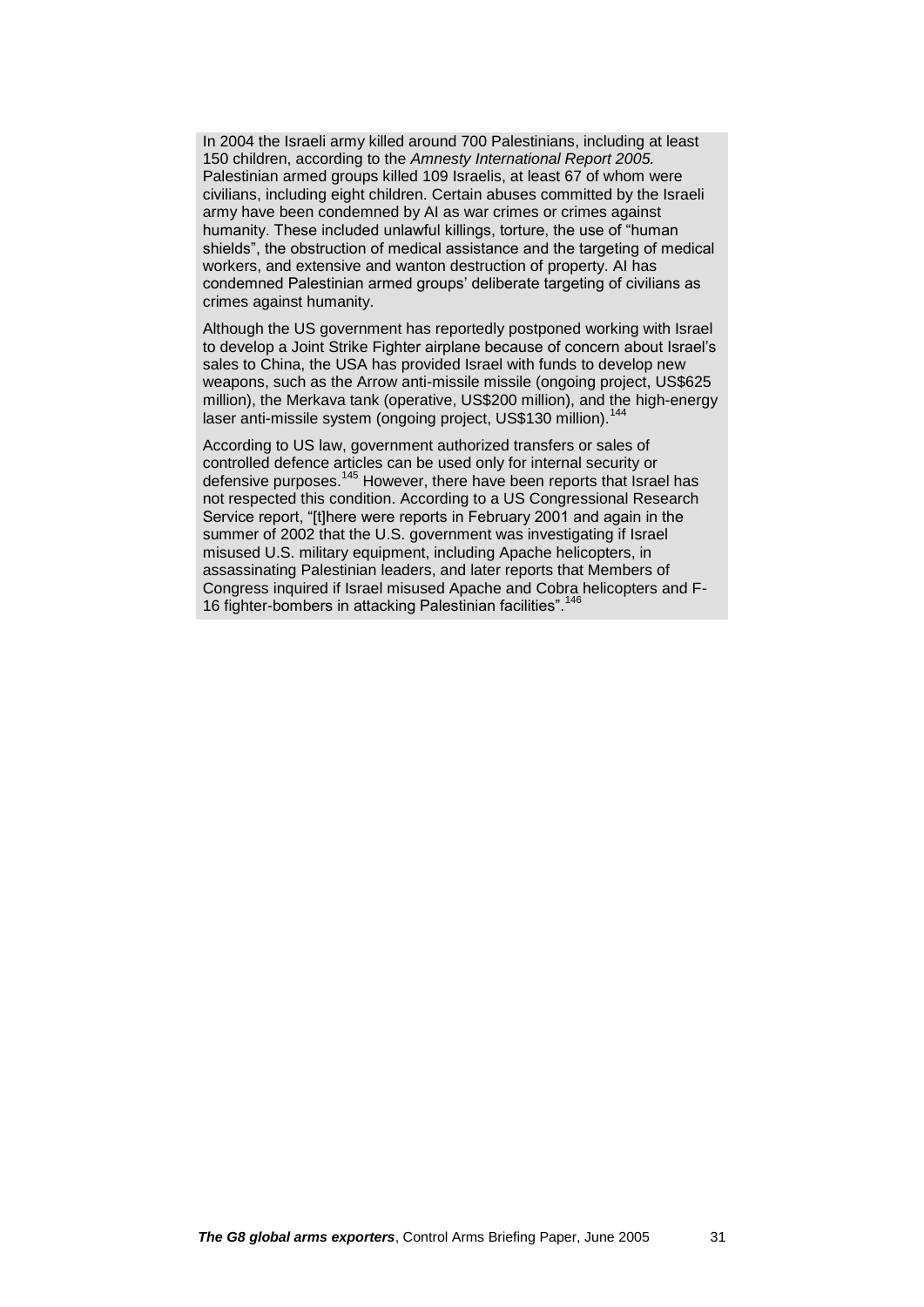In 2004 the Israeli army killed around 700 Palestinians, including at least 150 children, according to the *Amnesty International Report 2005.* Palestinian armed groups killed 109 Israelis, at least 67 of whom were civilians, including eight children. Certain abuses committed by the Israeli army have been condemned by AI as war crimes or crimes against humanity. These included unlawful killings, torture, the use of "human shields", the obstruction of medical assistance and the targeting of medical workers, and extensive and wanton destruction of property. AI has condemned Palestinian armed groups' deliberate targeting of civilians as crimes against humanity.

Although the US government has reportedly postponed working with Israel to develop a Joint Strike Fighter airplane because of concern about Israel's sales to China, the USA has provided Israel with funds to develop new weapons, such as the Arrow anti-missile missile (ongoing project, US$625 million), the Merkava tank (operative, US$200 million), and the high-energy laser anti-missile system (ongoing project, US$130 million).[144]

According to US law, government authorized transfers or sales of controlled defence articles can be used only for internal security or defensive purposes.[145] However, there have been reports that Israel has not respected this condition. According to a US Congressional Research Service report, "[t]here were reports in February 2001 and again in the summer of 2002 that the U.S. government was investigating if Israel misused U.S. military equipment, including Apache helicopters, in assassinating Palestinian leaders, and later reports that Members of Congress inquired if Israel misused Apache and Cobra helicopters and F-16 fighter-bombers in attacking Palestinian facilities".[146]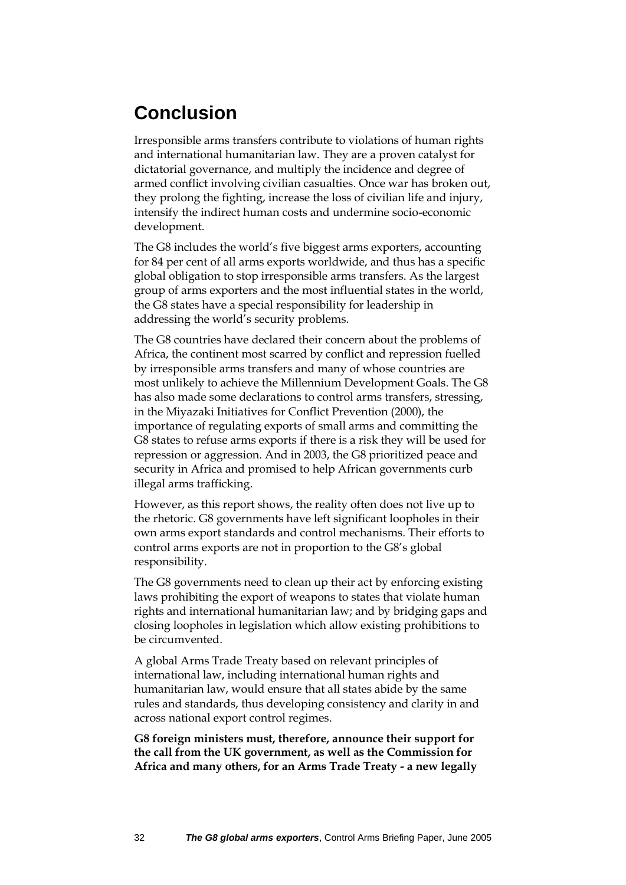# Conclusion

Irresponsible arms transfers contribute to violations of human rights and international humanitarian law. They are a proven catalyst for dictatorial governance, and multiply the incidence and degree of armed conflict involving civilian casualties. Once war has broken out, they prolong the fighting, increase the loss of civilian life and injury, intensify the indirect human costs and undermine socio-economic development.

The G8 includes the world's five biggest arms exporters, accounting for 84 per cent of all arms exports worldwide, and thus has a specific global obligation to stop irresponsible arms transfers. As the largest group of arms exporters and the most influential states in the world, the G8 states have a special responsibility for leadership in addressing the world's security problems.

The G8 countries have declared their concern about the problems of Africa, the continent most scarred by conflict and repression fuelled by irresponsible arms transfers and many of whose countries are most unlikely to achieve the Millennium Development Goals. The G8 has also made some declarations to control arms transfers, stressing, in the Miyazaki Initiatives for Conflict Prevention (2000), the importance of regulating exports of small arms and committing the G8 states to refuse arms exports if there is a risk they will be used for repression or aggression. And in 2003, the G8 prioritized peace and security in Africa and promised to help African governments curb illegal arms trafficking.

However, as this report shows, the reality often does not live up to the rhetoric. G8 governments have left significant loopholes in their own arms export standards and control mechanisms. Their efforts to control arms exports are not in proportion to the G8's global responsibility.

The G8 governments need to clean up their act by enforcing existing laws prohibiting the export of weapons to states that violate human rights and international humanitarian law; and by bridging gaps and closing loopholes in legislation which allow existing prohibitions to be circumvented.

A global Arms Trade Treaty based on relevant principles of international law, including international human rights and humanitarian law, would ensure that all states abide by the same rules and standards, thus developing consistency and clarity in and across national export control regimes.

**G8 foreign ministers must, therefore, announce their support for the call from the UK government, as well as the Commission for Africa and many others, for an Arms Trade Treaty - a new legally**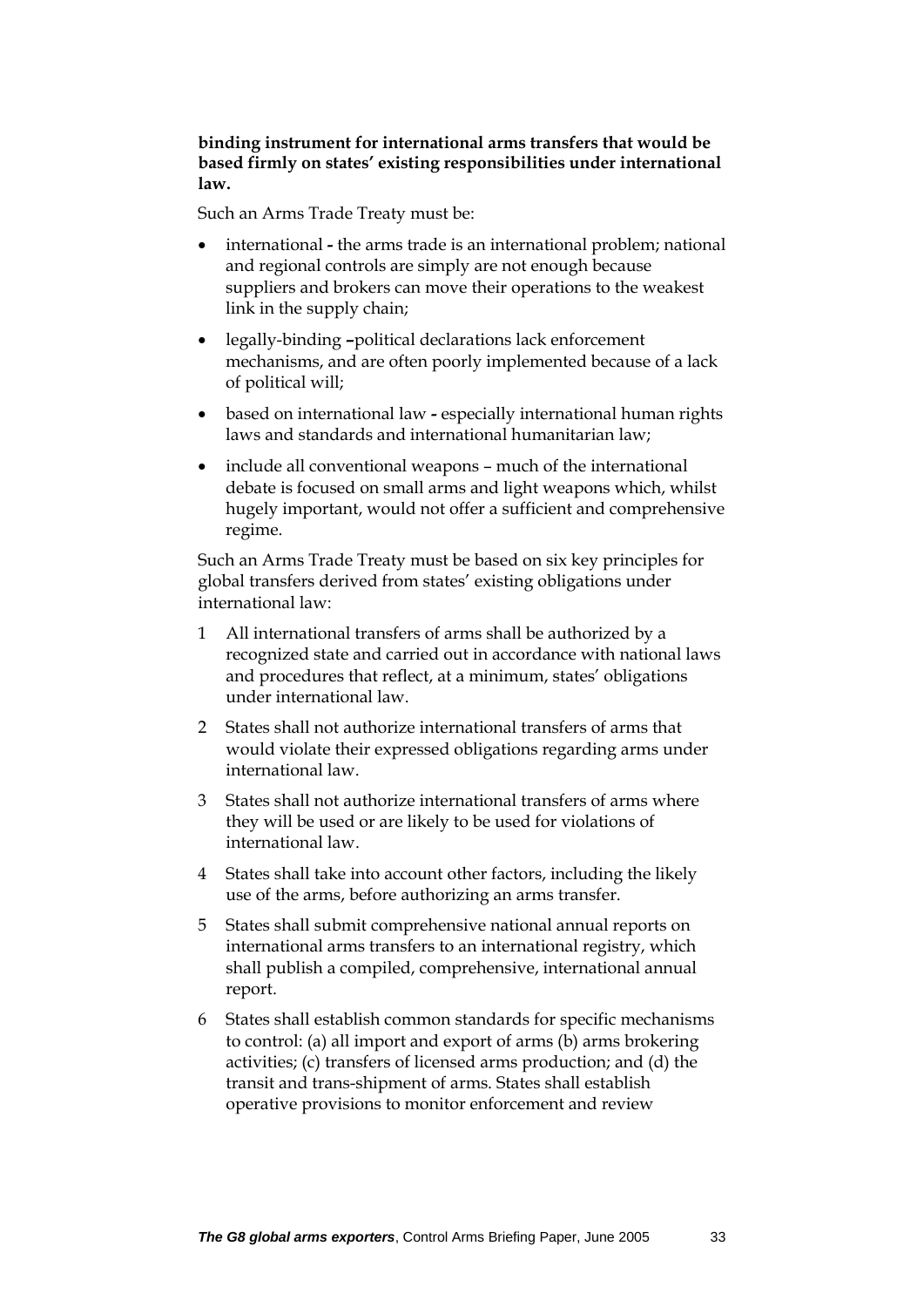**binding instrument for international arms transfers that would be based firmly on states' existing responsibilities under international law.**

Such an Arms Trade Treaty must be:

- international **-** the arms trade is an international problem; national and regional controls are simply are not enough because suppliers and brokers can move their operations to the weakest link in the supply chain;
- legally-binding **–**political declarations lack enforcement mechanisms, and are often poorly implemented because of a lack of political will;
- based on international law **-** especially international human rights laws and standards and international humanitarian law;
- include all conventional weapons – much of the international debate is focused on small arms and light weapons which, whilst hugely important, would not offer a sufficient and comprehensive regime.

Such an Arms Trade Treaty must be based on six key principles for global transfers derived from states' existing obligations under international law:

1. All international transfers of arms shall be authorized by a recognized state and carried out in accordance with national laws and procedures that reflect, at a minimum, states' obligations under international law.
2. States shall not authorize international transfers of arms that would violate their expressed obligations regarding arms under international law.
3. States shall not authorize international transfers of arms where they will be used or are likely to be used for violations of international law.
4. States shall take into account other factors, including the likely use of the arms, before authorizing an arms transfer.
5. States shall submit comprehensive national annual reports on international arms transfers to an international registry, which shall publish a compiled, comprehensive, international annual report.
6. States shall establish common standards for specific mechanisms to control: (a) all import and export of arms (b) arms brokering activities; (c) transfers of licensed arms production; and (d) the transit and trans-shipment of arms. States shall establish operative provisions to monitor enforcement and review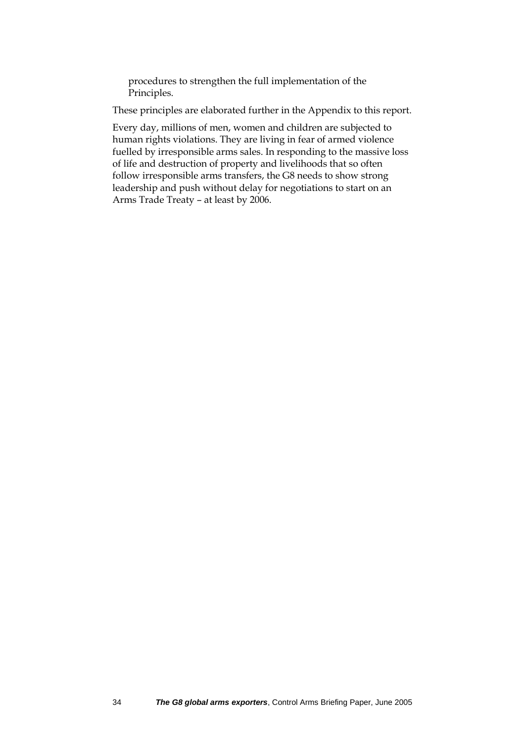procedures to strengthen the full implementation of the Principles.

These principles are elaborated further in the Appendix to this report.

Every day, millions of men, women and children are subjected to human rights violations. They are living in fear of armed violence fuelled by irresponsible arms sales. In responding to the massive loss of life and destruction of property and livelihoods that so often follow irresponsible arms transfers, the G8 needs to show strong leadership and push without delay for negotiations to start on an Arms Trade Treaty – at least by 2006.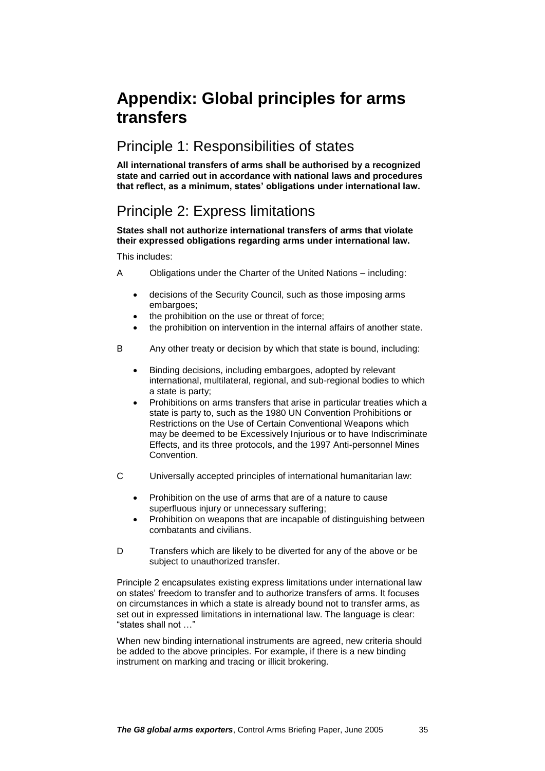# Appendix: Global principles for arms transfers

## Principle 1: Responsibilities of states

**All international transfers of arms shall be authorised by a recognized state and carried out in accordance with national laws and procedures that reflect, as a minimum, states' obligations under international law.**

## Principle 2: Express limitations

**States shall not authorize international transfers of arms that violate their expressed obligations regarding arms under international law.**

This includes:

A Obligations under the Charter of the United Nations – including:

- decisions of the Security Council, such as those imposing arms embargoes;
- the prohibition on the use or threat of force;
- the prohibition on intervention in the internal affairs of another state.

B Any other treaty or decision by which that state is bound, including:

- Binding decisions, including embargoes, adopted by relevant international, multilateral, regional, and sub-regional bodies to which a state is party;
- Prohibitions on arms transfers that arise in particular treaties which a state is party to, such as the 1980 UN Convention Prohibitions or Restrictions on the Use of Certain Conventional Weapons which may be deemed to be Excessively Injurious or to have Indiscriminate Effects, and its three protocols, and the 1997 Anti-personnel Mines Convention.

C Universally accepted principles of international humanitarian law:

- Prohibition on the use of arms that are of a nature to cause superfluous injury or unnecessary suffering;
- Prohibition on weapons that are incapable of distinguishing between combatants and civilians.

D Transfers which are likely to be diverted for any of the above or be subject to unauthorized transfer.

Principle 2 encapsulates existing express limitations under international law on states' freedom to transfer and to authorize transfers of arms. It focuses on circumstances in which a state is already bound not to transfer arms, as set out in expressed limitations in international law. The language is clear: "states shall not …"

When new binding international instruments are agreed, new criteria should be added to the above principles. For example, if there is a new binding instrument on marking and tracing or illicit brokering.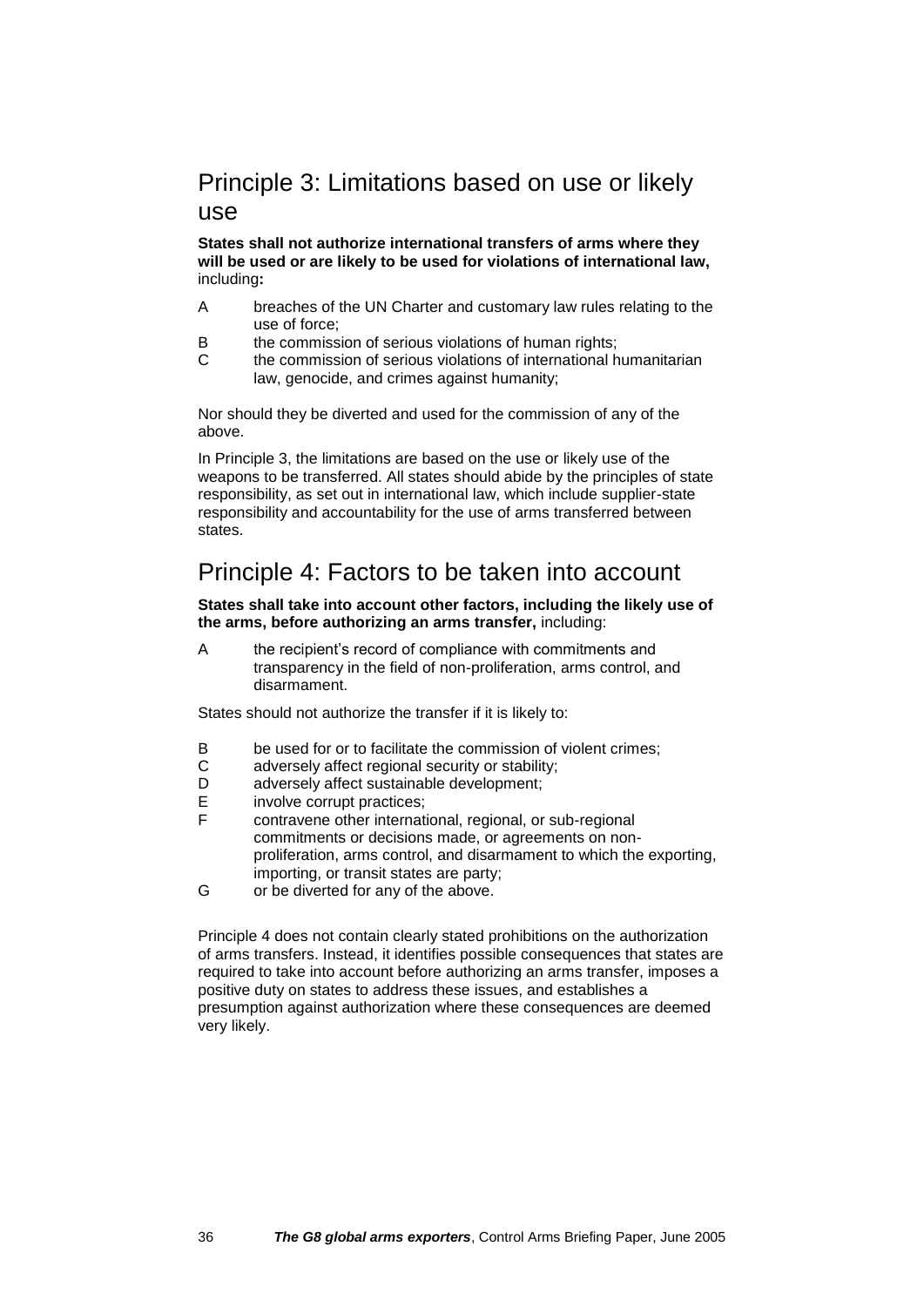## Principle 3: Limitations based on use or likely use

**States shall not authorize international transfers of arms where they will be used or are likely to be used for violations of international law,** including**:**

A breaches of the UN Charter and customary law rules relating to the use of force;

B the commission of serious violations of human rights;

C the commission of serious violations of international humanitarian law, genocide, and crimes against humanity;

Nor should they be diverted and used for the commission of any of the above.

In Principle 3, the limitations are based on the use or likely use of the weapons to be transferred. All states should abide by the principles of state responsibility, as set out in international law, which include supplier-state responsibility and accountability for the use of arms transferred between states.

## Principle 4: Factors to be taken into account

**States shall take into account other factors, including the likely use of the arms, before authorizing an arms transfer,** including:

A the recipient's record of compliance with commitments and transparency in the field of non-proliferation, arms control, and disarmament.

States should not authorize the transfer if it is likely to:

B be used for or to facilitate the commission of violent crimes;

C adversely affect regional security or stability;

D adversely affect sustainable development;

E involve corrupt practices;

F contravene other international, regional, or sub-regional commitments or decisions made, or agreements on non-proliferation, arms control, and disarmament to which the exporting, importing, or transit states are party;

G or be diverted for any of the above.

Principle 4 does not contain clearly stated prohibitions on the authorization of arms transfers. Instead, it identifies possible consequences that states are required to take into account before authorizing an arms transfer, imposes a positive duty on states to address these issues, and establishes a presumption against authorization where these consequences are deemed very likely.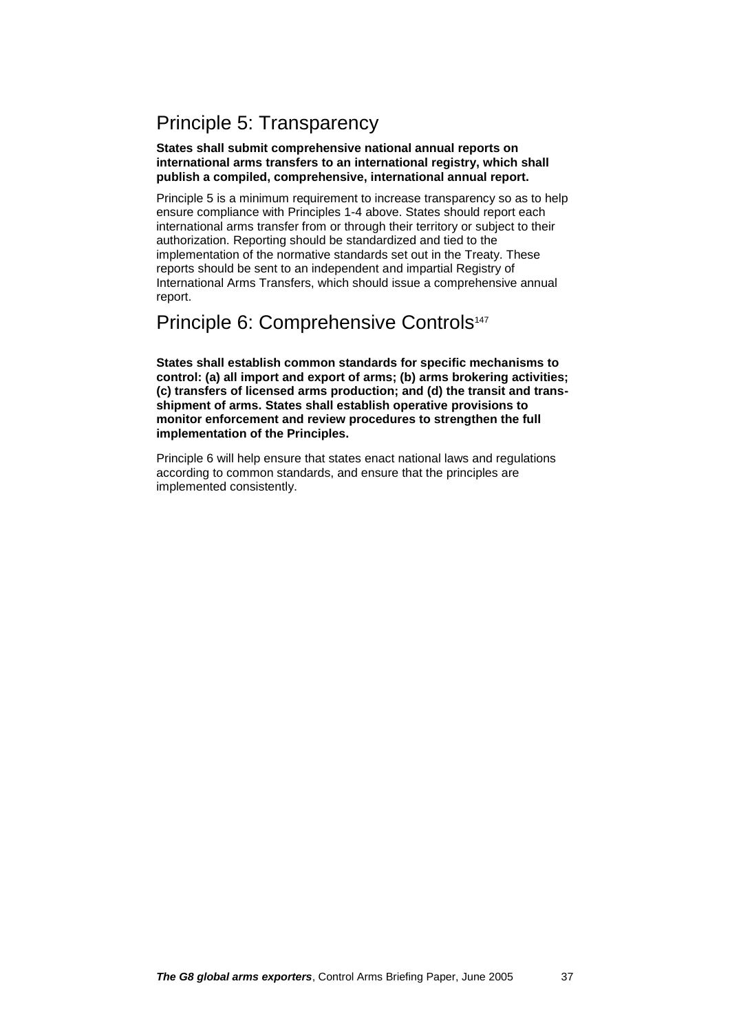## Principle 5: Transparency

**States shall submit comprehensive national annual reports on international arms transfers to an international registry, which shall publish a compiled, comprehensive, international annual report.**

Principle 5 is a minimum requirement to increase transparency so as to help ensure compliance with Principles 1-4 above. States should report each international arms transfer from or through their territory or subject to their authorization. Reporting should be standardized and tied to the implementation of the normative standards set out in the Treaty. These reports should be sent to an independent and impartial Registry of International Arms Transfers, which should issue a comprehensive annual report.

## Principle 6: Comprehensive Controls[147]

**States shall establish common standards for specific mechanisms to control: (a) all import and export of arms; (b) arms brokering activities; (c) transfers of licensed arms production; and (d) the transit and trans-shipment of arms. States shall establish operative provisions to monitor enforcement and review procedures to strengthen the full implementation of the Principles.**

Principle 6 will help ensure that states enact national laws and regulations according to common standards, and ensure that the principles are implemented consistently.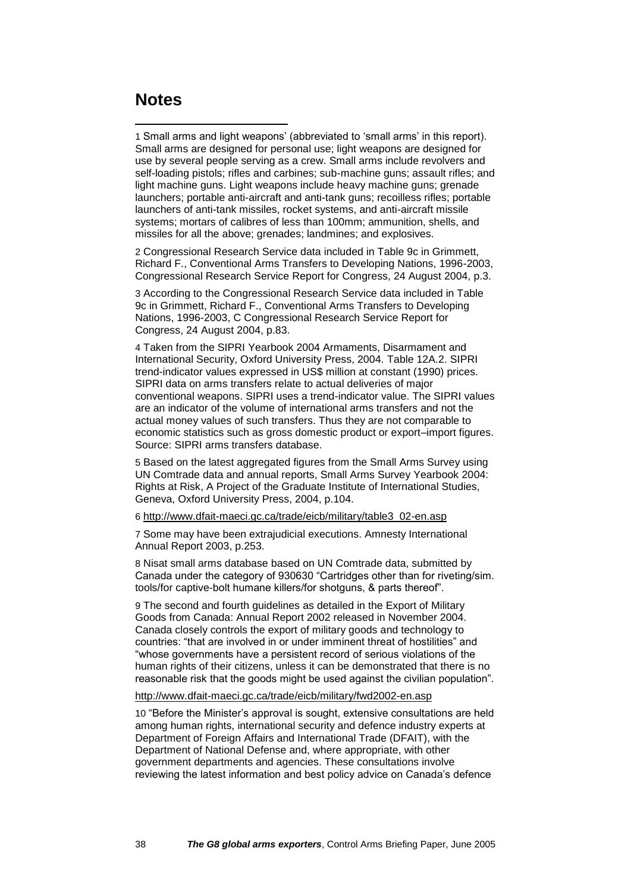## Notes

1 Small arms and light weapons' (abbreviated to 'small arms' in this report). Small arms are designed for personal use; light weapons are designed for use by several people serving as a crew. Small arms include revolvers and self-loading pistols; rifles and carbines; sub-machine guns; assault rifles; and light machine guns. Light weapons include heavy machine guns; grenade launchers; portable anti-aircraft and anti-tank guns; recoilless rifles; portable launchers of anti-tank missiles, rocket systems, and anti-aircraft missile systems; mortars of calibres of less than 100mm; ammunition, shells, and missiles for all the above; grenades; landmines; and explosives.

2 Congressional Research Service data included in Table 9c in Grimmett, Richard F., Conventional Arms Transfers to Developing Nations, 1996-2003, Congressional Research Service Report for Congress, 24 August 2004, p.3.

3 According to the Congressional Research Service data included in Table 9c in Grimmett, Richard F., Conventional Arms Transfers to Developing Nations, 1996-2003, C Congressional Research Service Report for Congress, 24 August 2004, p.83.

4 Taken from the SIPRI Yearbook 2004 Armaments, Disarmament and International Security, Oxford University Press, 2004. Table 12A.2. SIPRI trend-indicator values expressed in US$ million at constant (1990) prices. SIPRI data on arms transfers relate to actual deliveries of major conventional weapons. SIPRI uses a trend-indicator value. The SIPRI values are an indicator of the volume of international arms transfers and not the actual money values of such transfers. Thus they are not comparable to economic statistics such as gross domestic product or export–import figures. Source: SIPRI arms transfers database.

5 Based on the latest aggregated figures from the Small Arms Survey using UN Comtrade data and annual reports, Small Arms Survey Yearbook 2004: Rights at Risk, A Project of the Graduate Institute of International Studies, Geneva, Oxford University Press, 2004, p.104.

6 http://www.dfait-maeci.gc.ca/trade/eicb/military/table3_02-en.asp

7 Some may have been extrajudicial executions. Amnesty International Annual Report 2003, p.253.

8 Nisat small arms database based on UN Comtrade data, submitted by Canada under the category of 930630 "Cartridges other than for riveting/sim. tools/for captive-bolt humane killers/for shotguns, & parts thereof".

9 The second and fourth guidelines as detailed in the Export of Military Goods from Canada: Annual Report 2002 released in November 2004. Canada closely controls the export of military goods and technology to countries: "that are involved in or under imminent threat of hostilities" and "whose governments have a persistent record of serious violations of the human rights of their citizens, unless it can be demonstrated that there is no reasonable risk that the goods might be used against the civilian population".

http://www.dfait-maeci.gc.ca/trade/eicb/military/fwd2002-en.asp

10 "Before the Minister's approval is sought, extensive consultations are held among human rights, international security and defence industry experts at Department of Foreign Affairs and International Trade (DFAIT), with the Department of National Defense and, where appropriate, with other government departments and agencies. These consultations involve reviewing the latest information and best policy advice on Canada's defence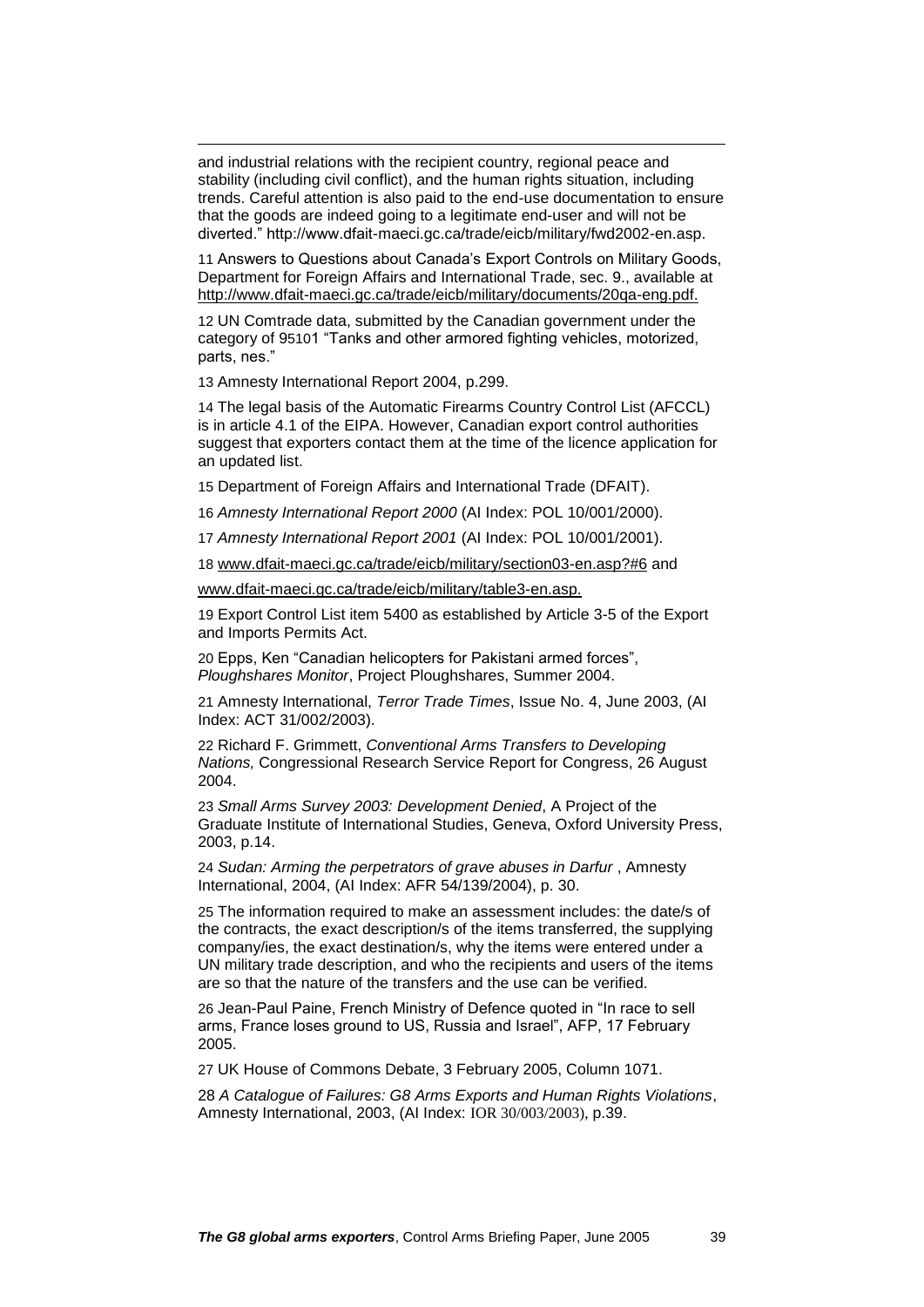and industrial relations with the recipient country, regional peace and stability (including civil conflict), and the human rights situation, including trends. Careful attention is also paid to the end-use documentation to ensure that the goods are indeed going to a legitimate end-user and will not be diverted." http://www.dfait-maeci.gc.ca/trade/eicb/military/fwd2002-en.asp.

11 Answers to Questions about Canada's Export Controls on Military Goods, Department for Foreign Affairs and International Trade, sec. 9., available at http://www.dfait-maeci.gc.ca/trade/eicb/military/documents/20qa-eng.pdf.

12 UN Comtrade data, submitted by the Canadian government under the category of 95101 "Tanks and other armored fighting vehicles, motorized, parts, nes."

13 Amnesty International Report 2004, p.299.

14 The legal basis of the Automatic Firearms Country Control List (AFCCL) is in article 4.1 of the EIPA. However, Canadian export control authorities suggest that exporters contact them at the time of the licence application for an updated list.

15 Department of Foreign Affairs and International Trade (DFAIT).

16 *Amnesty International Report 2000* (AI Index: POL 10/001/2000).

17 *Amnesty International Report 2001* (AI Index: POL 10/001/2001).

18 www.dfait-maeci.gc.ca/trade/eicb/military/section03-en.asp?#6 and www.dfait-maeci.gc.ca/trade/eicb/military/table3-en.asp.

19 Export Control List item 5400 as established by Article 3-5 of the Export and Imports Permits Act.

20 Epps, Ken "Canadian helicopters for Pakistani armed forces", *Ploughshares Monitor*, Project Ploughshares, Summer 2004.

21 Amnesty International, *Terror Trade Times*, Issue No. 4, June 2003, (AI Index: ACT 31/002/2003).

22 Richard F. Grimmett, *Conventional Arms Transfers to Developing Nations,* Congressional Research Service Report for Congress, 26 August 2004.

23 *Small Arms Survey 2003: Development Denied*, A Project of the Graduate Institute of International Studies, Geneva, Oxford University Press, 2003, p.14.

24 *Sudan: Arming the perpetrators of grave abuses in Darfur* , Amnesty International, 2004, (AI Index: AFR 54/139/2004), p. 30.

25 The information required to make an assessment includes: the date/s of the contracts, the exact description/s of the items transferred, the supplying company/ies, the exact destination/s, why the items were entered under a UN military trade description, and who the recipients and users of the items are so that the nature of the transfers and the use can be verified.

26 Jean-Paul Paine, French Ministry of Defence quoted in "In race to sell arms, France loses ground to US, Russia and Israel", AFP, 17 February 2005.

27 UK House of Commons Debate, 3 February 2005, Column 1071.

28 *A Catalogue of Failures: G8 Arms Exports and Human Rights Violations*, Amnesty International, 2003, (AI Index: IOR 30/003/2003), p.39.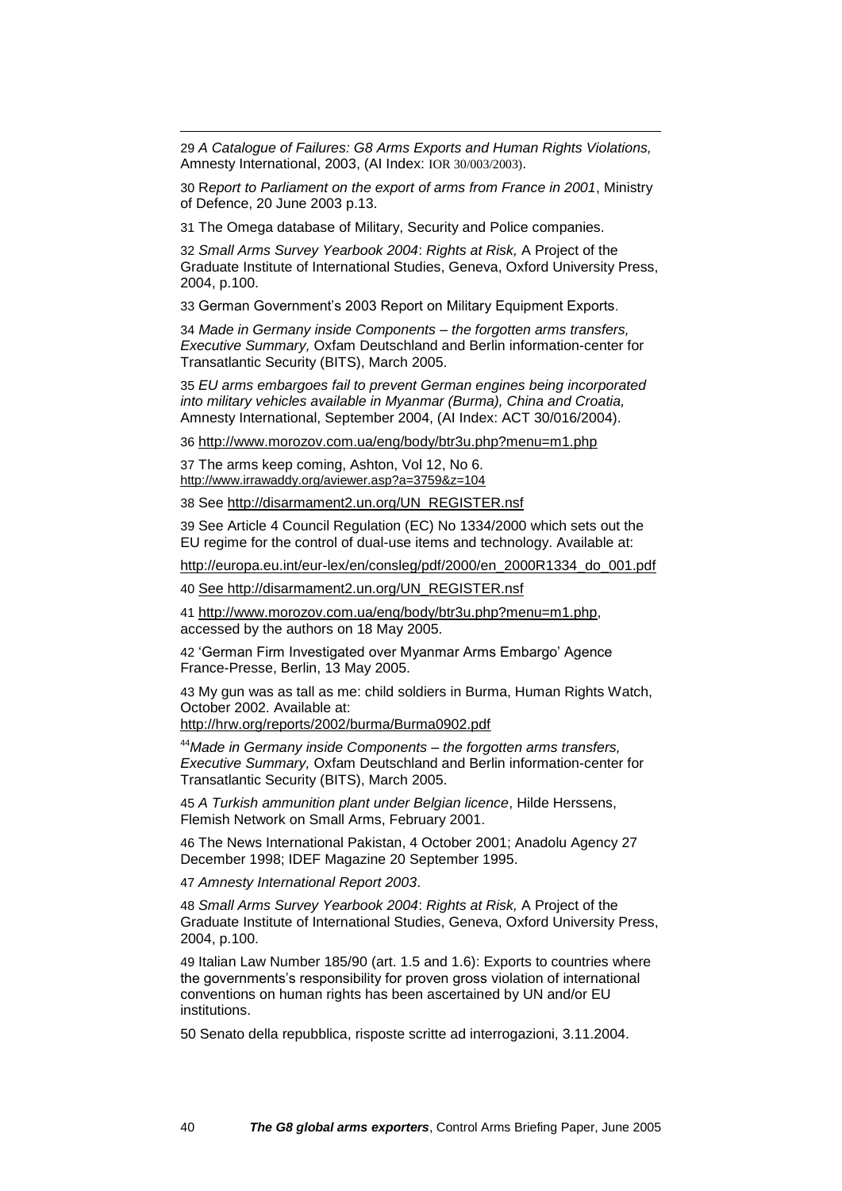29 *A Catalogue of Failures: G8 Arms Exports and Human Rights Violations,* Amnesty International, 2003, (AI Index: IOR 30/003/2003).

30 R*eport to Parliament on the export of arms from France in 2001*, Ministry of Defence, 20 June 2003 p.13.

31 The Omega database of Military, Security and Police companies.

32 *Small Arms Survey Yearbook 2004*: *Rights at Risk,* A Project of the Graduate Institute of International Studies, Geneva, Oxford University Press, 2004, p.100.

33 German Government's 2003 Report on Military Equipment Exports.

34 *Made in Germany inside Components – the forgotten arms transfers, Executive Summary,* Oxfam Deutschland and Berlin information-center for Transatlantic Security (BITS), March 2005.

35 *EU arms embargoes fail to prevent German engines being incorporated into military vehicles available in Myanmar (Burma), China and Croatia,* Amnesty International, September 2004, (AI Index: ACT 30/016/2004).

36 http://www.morozov.com.ua/eng/body/btr3u.php?menu=m1.php

37 The arms keep coming, Ashton, Vol 12, No 6. http://www.irrawaddy.org/aviewer.asp?a=3759&z=104

38 See http://disarmament2.un.org/UN_REGISTER.nsf

39 See Article 4 Council Regulation (EC) No 1334/2000 which sets out the EU regime for the control of dual-use items and technology. Available at:

http://europa.eu.int/eur-lex/en/consleg/pdf/2000/en_2000R1334_do_001.pdf

40 See http://disarmament2.un.org/UN_REGISTER.nsf

41 http://www.morozov.com.ua/eng/body/btr3u.php?menu=m1.php, accessed by the authors on 18 May 2005.

42 'German Firm Investigated over Myanmar Arms Embargo' Agence France-Presse, Berlin, 13 May 2005.

43 My gun was as tall as me: child soldiers in Burma, Human Rights Watch, October 2002. Available at: http://hrw.org/reports/2002/burma/Burma0902.pdf

44 *Made in Germany inside Components – the forgotten arms transfers, Executive Summary,* Oxfam Deutschland and Berlin information-center for Transatlantic Security (BITS), March 2005.

45 *A Turkish ammunition plant under Belgian licence*, Hilde Herssens, Flemish Network on Small Arms, February 2001.

46 The News International Pakistan, 4 October 2001; Anadolu Agency 27 December 1998; IDEF Magazine 20 September 1995.

47 *Amnesty International Report 2003*.

48 *Small Arms Survey Yearbook 2004*: *Rights at Risk,* A Project of the Graduate Institute of International Studies, Geneva, Oxford University Press, 2004, p.100.

49 Italian Law Number 185/90 (art. 1.5 and 1.6): Exports to countries where the governments's responsibility for proven gross violation of international conventions on human rights has been ascertained by UN and/or EU institutions.

50 Senato della repubblica, risposte scritte ad interrogazioni, 3.11.2004.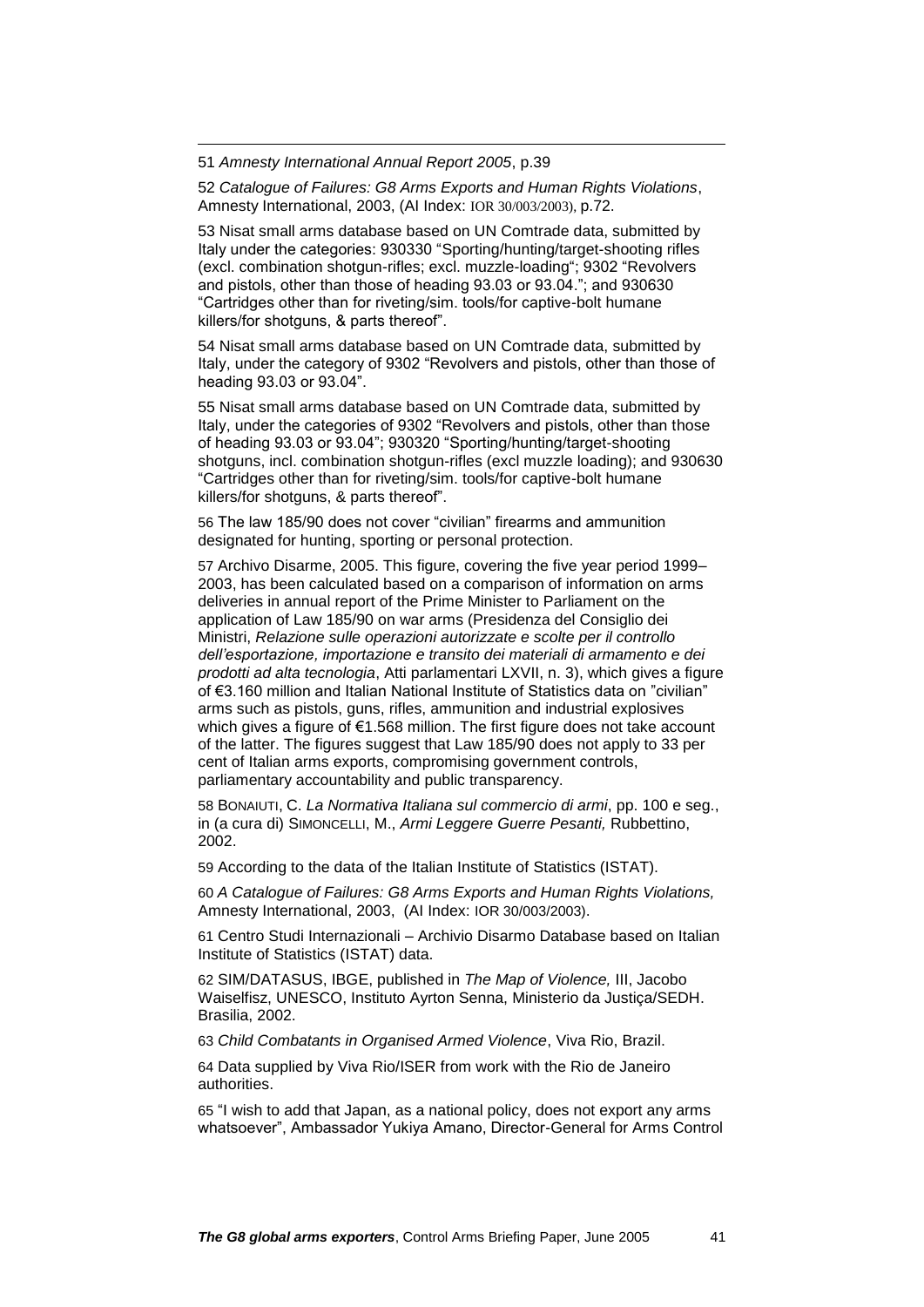51 *Amnesty International Annual Report 2005*, p.39

52 *Catalogue of Failures: G8 Arms Exports and Human Rights Violations*, Amnesty International, 2003, (AI Index: IOR 30/003/2003), p.72.

53 Nisat small arms database based on UN Comtrade data, submitted by Italy under the categories: 930330 "Sporting/hunting/target-shooting rifles (excl. combination shotgun-rifles; excl. muzzle-loading"; 9302 "Revolvers and pistols, other than those of heading 93.03 or 93.04."; and 930630 "Cartridges other than for riveting/sim. tools/for captive-bolt humane killers/for shotguns, & parts thereof".

54 Nisat small arms database based on UN Comtrade data, submitted by Italy, under the category of 9302 "Revolvers and pistols, other than those of heading 93.03 or 93.04".

55 Nisat small arms database based on UN Comtrade data, submitted by Italy, under the categories of 9302 "Revolvers and pistols, other than those of heading 93.03 or 93.04"; 930320 "Sporting/hunting/target-shooting shotguns, incl. combination shotgun-rifles (excl muzzle loading); and 930630 "Cartridges other than for riveting/sim. tools/for captive-bolt humane killers/for shotguns, & parts thereof".

56 The law 185/90 does not cover "civilian" firearms and ammunition designated for hunting, sporting or personal protection.

57 Archivo Disarme, 2005. This figure, covering the five year period 1999–2003, has been calculated based on a comparison of information on arms deliveries in annual report of the Prime Minister to Parliament on the application of Law 185/90 on war arms (Presidenza del Consiglio dei Ministri, *Relazione sulle operazioni autorizzate e scolte per il controllo dell'esportazione, importazione e transito dei materiali di armamento e dei prodotti ad alta tecnologia*, Atti parlamentari LXVII, n. 3), which gives a figure of €3.160 million and Italian National Institute of Statistics data on "civilian" arms such as pistols, guns, rifles, ammunition and industrial explosives which gives a figure of €1.568 million. The first figure does not take account of the latter. The figures suggest that Law 185/90 does not apply to 33 per cent of Italian arms exports, compromising government controls, parliamentary accountability and public transparency.

58 BONAIUTI, C. *La Normativa Italiana sul commercio di armi*, pp. 100 e seg., in (a cura di) SIMONCELLI, M., *Armi Leggere Guerre Pesanti,* Rubbettino, 2002.

59 According to the data of the Italian Institute of Statistics (ISTAT).

60 *A Catalogue of Failures: G8 Arms Exports and Human Rights Violations,* Amnesty International, 2003, (AI Index: IOR 30/003/2003).

61 Centro Studi Internazionali – Archivio Disarmo Database based on Italian Institute of Statistics (ISTAT) data.

62 SIM/DATASUS, IBGE, published in *The Map of Violence,* III, Jacobo Waiselfisz, UNESCO, Instituto Ayrton Senna, Ministerio da Justiça/SEDH. Brasilia, 2002.

63 *Child Combatants in Organised Armed Violence*, Viva Rio, Brazil.

64 Data supplied by Viva Rio/ISER from work with the Rio de Janeiro authorities.

65 "I wish to add that Japan, as a national policy, does not export any arms whatsoever", Ambassador Yukiya Amano, Director-General for Arms Control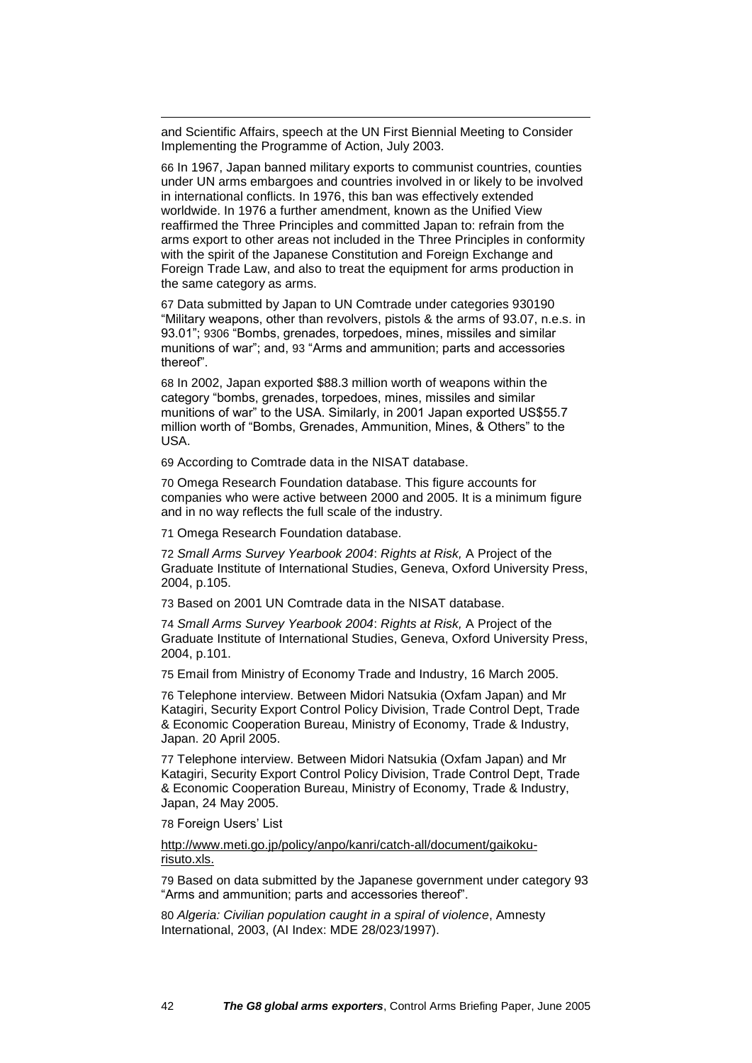and Scientific Affairs, speech at the UN First Biennial Meeting to Consider Implementing the Programme of Action, July 2003.

66 In 1967, Japan banned military exports to communist countries, counties under UN arms embargoes and countries involved in or likely to be involved in international conflicts. In 1976, this ban was effectively extended worldwide. In 1976 a further amendment, known as the Unified View reaffirmed the Three Principles and committed Japan to: refrain from the arms export to other areas not included in the Three Principles in conformity with the spirit of the Japanese Constitution and Foreign Exchange and Foreign Trade Law, and also to treat the equipment for arms production in the same category as arms.

67 Data submitted by Japan to UN Comtrade under categories 930190 "Military weapons, other than revolvers, pistols & the arms of 93.07, n.e.s. in 93.01"; 9306 "Bombs, grenades, torpedoes, mines, missiles and similar munitions of war"; and, 93 "Arms and ammunition; parts and accessories thereof".

68 In 2002, Japan exported $88.3 million worth of weapons within the category "bombs, grenades, torpedoes, mines, missiles and similar munitions of war" to the USA. Similarly, in 2001 Japan exported US$55.7 million worth of "Bombs, Grenades, Ammunition, Mines, & Others" to the USA.

69 According to Comtrade data in the NISAT database.

70 Omega Research Foundation database. This figure accounts for companies who were active between 2000 and 2005. It is a minimum figure and in no way reflects the full scale of the industry.

71 Omega Research Foundation database.

72 *Small Arms Survey Yearbook 2004*: *Rights at Risk,* A Project of the Graduate Institute of International Studies, Geneva, Oxford University Press, 2004, p.105.

73 Based on 2001 UN Comtrade data in the NISAT database.

74 *Small Arms Survey Yearbook 2004*: *Rights at Risk,* A Project of the Graduate Institute of International Studies, Geneva, Oxford University Press, 2004, p.101.

75 Email from Ministry of Economy Trade and Industry, 16 March 2005.

76 Telephone interview. Between Midori Natsukia (Oxfam Japan) and Mr Katagiri, Security Export Control Policy Division, Trade Control Dept, Trade & Economic Cooperation Bureau, Ministry of Economy, Trade & Industry, Japan. 20 April 2005.

77 Telephone interview. Between Midori Natsukia (Oxfam Japan) and Mr Katagiri, Security Export Control Policy Division, Trade Control Dept, Trade & Economic Cooperation Bureau, Ministry of Economy, Trade & Industry, Japan, 24 May 2005.

78 Foreign Users' List

http://www.meti.go.jp/policy/anpo/kanri/catch-all/document/gaikoku-risuto.xls.

79 Based on data submitted by the Japanese government under category 93 "Arms and ammunition; parts and accessories thereof".

80 *Algeria: Civilian population caught in a spiral of violence*, Amnesty International, 2003, (AI Index: MDE 28/023/1997).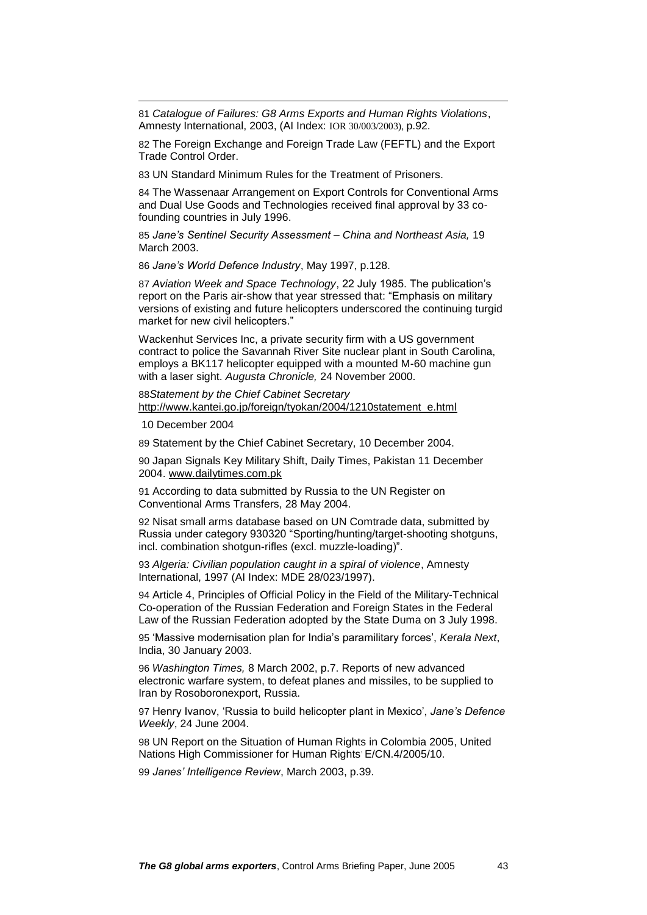81 *Catalogue of Failures: G8 Arms Exports and Human Rights Violations*, Amnesty International, 2003, (AI Index: IOR 30/003/2003), p.92.

82 The Foreign Exchange and Foreign Trade Law (FEFTL) and the Export Trade Control Order.

83 UN Standard Minimum Rules for the Treatment of Prisoners.

84 The Wassenaar Arrangement on Export Controls for Conventional Arms and Dual Use Goods and Technologies received final approval by 33 co-founding countries in July 1996.

85 *Jane's Sentinel Security Assessment – China and Northeast Asia,* 19 March 2003.

86 *Jane's World Defence Industry*, May 1997, p.128.

87 *Aviation Week and Space Technology*, 22 July 1985. The publication's report on the Paris air-show that year stressed that: "Emphasis on military versions of existing and future helicopters underscored the continuing turgid market for new civil helicopters."

Wackenhut Services Inc, a private security firm with a US government contract to police the Savannah River Site nuclear plant in South Carolina, employs a BK117 helicopter equipped with a mounted M-60 machine gun with a laser sight. *Augusta Chronicle,* 24 November 2000.

88*Statement by the Chief Cabinet Secretary* http://www.kantei.go.jp/foreign/tyokan/2004/1210statement_e.html

10 December 2004

89 Statement by the Chief Cabinet Secretary, 10 December 2004.

90 Japan Signals Key Military Shift, Daily Times, Pakistan 11 December 2004. www.dailytimes.com.pk

91 According to data submitted by Russia to the UN Register on Conventional Arms Transfers, 28 May 2004.

92 Nisat small arms database based on UN Comtrade data, submitted by Russia under category 930320 "Sporting/hunting/target-shooting shotguns, incl. combination shotgun-rifles (excl. muzzle-loading)".

93 *Algeria: Civilian population caught in a spiral of violence*, Amnesty International, 1997 (AI Index: MDE 28/023/1997).

94 Article 4, Principles of Official Policy in the Field of the Military-Technical Co-operation of the Russian Federation and Foreign States in the Federal Law of the Russian Federation adopted by the State Duma on 3 July 1998.

95 'Massive modernisation plan for India's paramilitary forces', *Kerala Next*, India, 30 January 2003.

96 *Washington Times,* 8 March 2002, p.7. Reports of new advanced electronic warfare system, to defeat planes and missiles, to be supplied to Iran by Rosoboronexport, Russia.

97 Henry Ivanov, 'Russia to build helicopter plant in Mexico', *Jane's Defence Weekly*, 24 June 2004.

98 UN Report on the Situation of Human Rights in Colombia 2005, United Nations High Commissioner for Human Rights, E/CN.4/2005/10.

99 *Janes' Intelligence Review*, March 2003, p.39.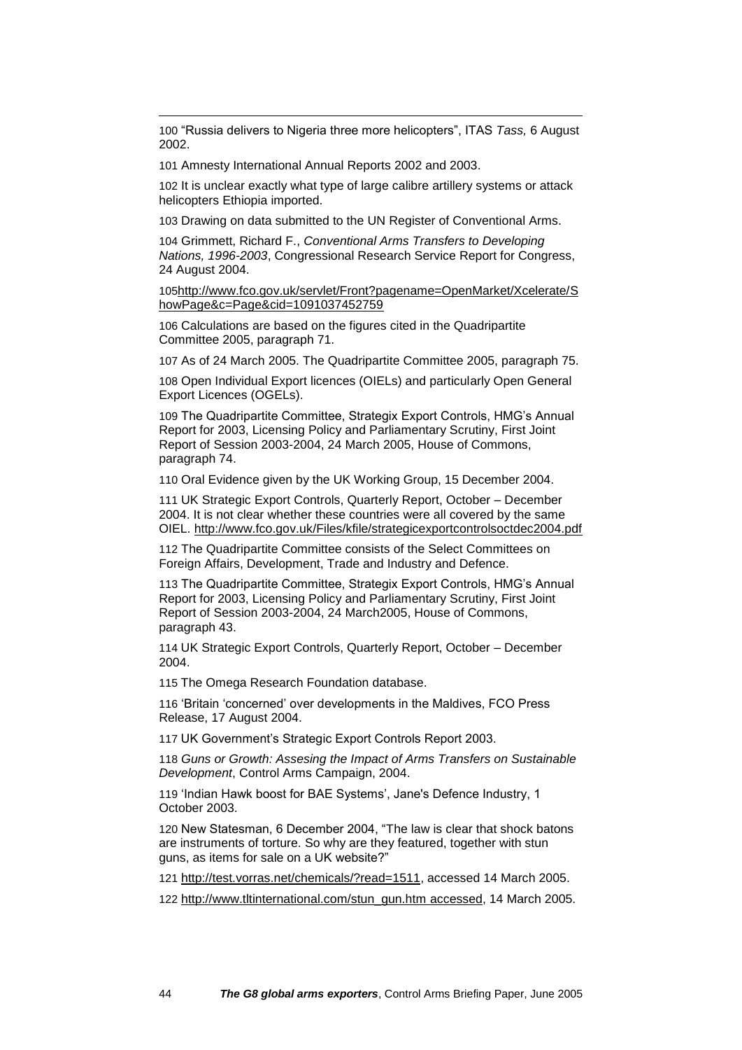100 "Russia delivers to Nigeria three more helicopters", ITAS *Tass,* 6 August 2002.

101 Amnesty International Annual Reports 2002 and 2003.

102 It is unclear exactly what type of large calibre artillery systems or attack helicopters Ethiopia imported.

103 Drawing on data submitted to the UN Register of Conventional Arms.

104 Grimmett, Richard F., *Conventional Arms Transfers to Developing Nations, 1996-2003*, Congressional Research Service Report for Congress, 24 August 2004.

105http://www.fco.gov.uk/servlet/Front?pagename=OpenMarket/Xcelerate/ShowPage&c=Page&cid=1091037452759

106 Calculations are based on the figures cited in the Quadripartite Committee 2005, paragraph 71.

107 As of 24 March 2005. The Quadripartite Committee 2005, paragraph 75.

108 Open Individual Export licences (OIELs) and particularly Open General Export Licences (OGELs).

109 The Quadripartite Committee, Strategix Export Controls, HMG's Annual Report for 2003, Licensing Policy and Parliamentary Scrutiny, First Joint Report of Session 2003-2004, 24 March 2005, House of Commons, paragraph 74.

110 Oral Evidence given by the UK Working Group, 15 December 2004.

111 UK Strategic Export Controls, Quarterly Report, October – December 2004. It is not clear whether these countries were all covered by the same OIEL. http://www.fco.gov.uk/Files/kfile/strategicexportcontrolsoctdec2004.pdf

112 The Quadripartite Committee consists of the Select Committees on Foreign Affairs, Development, Trade and Industry and Defence.

113 The Quadripartite Committee, Strategix Export Controls, HMG's Annual Report for 2003, Licensing Policy and Parliamentary Scrutiny, First Joint Report of Session 2003-2004, 24 March2005, House of Commons, paragraph 43.

114 UK Strategic Export Controls, Quarterly Report, October – December 2004.

115 The Omega Research Foundation database.

116 'Britain 'concerned' over developments in the Maldives, FCO Press Release, 17 August 2004.

117 UK Government's Strategic Export Controls Report 2003.

118 *Guns or Growth: Assesing the Impact of Arms Transfers on Sustainable Development*, Control Arms Campaign, 2004.

119 'Indian Hawk boost for BAE Systems', Jane's Defence Industry, 1 October 2003.

120 New Statesman, 6 December 2004, "The law is clear that shock batons are instruments of torture. So why are they featured, together with stun guns, as items for sale on a UK website?"

121 http://test.vorras.net/chemicals/?read=1511, accessed 14 March 2005.

122 http://www.tltinternational.com/stun_gun.htm accessed, 14 March 2005.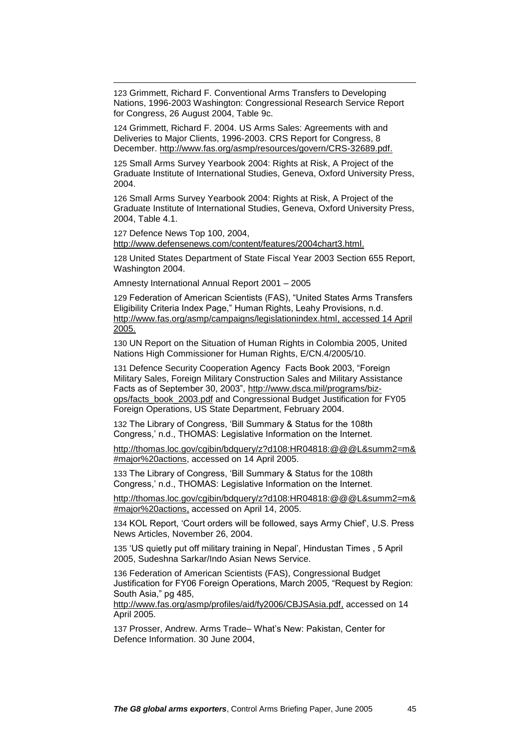123 Grimmett, Richard F. Conventional Arms Transfers to Developing Nations, 1996-2003 Washington: Congressional Research Service Report for Congress, 26 August 2004, Table 9c.

124 Grimmett, Richard F. 2004. US Arms Sales: Agreements with and Deliveries to Major Clients, 1996-2003. CRS Report for Congress, 8 December. http://www.fas.org/asmp/resources/govern/CRS-32689.pdf.

125 Small Arms Survey Yearbook 2004: Rights at Risk, A Project of the Graduate Institute of International Studies, Geneva, Oxford University Press, 2004.

126 Small Arms Survey Yearbook 2004: Rights at Risk, A Project of the Graduate Institute of International Studies, Geneva, Oxford University Press, 2004, Table 4.1.

127 Defence News Top 100, 2004, http://www.defensenews.com/content/features/2004chart3.html.

128 United States Department of State Fiscal Year 2003 Section 655 Report, Washington 2004.

Amnesty International Annual Report 2001 – 2005

129 Federation of American Scientists (FAS), "United States Arms Transfers Eligibility Criteria Index Page," Human Rights, Leahy Provisions, n.d. http://www.fas.org/asmp/campaigns/legislationindex.html, accessed 14 April 2005.

130 UN Report on the Situation of Human Rights in Colombia 2005, United Nations High Commissioner for Human Rights, E/CN.4/2005/10.

131 Defence Security Cooperation Agency Facts Book 2003, "Foreign Military Sales, Foreign Military Construction Sales and Military Assistance Facts as of September 30, 2003", http://www.dsca.mil/programs/biz-ops/facts_book_2003.pdf and Congressional Budget Justification for FY05 Foreign Operations, US State Department, February 2004.

132 The Library of Congress, 'Bill Summary & Status for the 108th Congress,' n.d., THOMAS: Legislative Information on the Internet.

http://thomas.loc.gov/cgibin/bdquery/z?d108:HR04818:@@@L&summ2=m&#major%20actions, accessed on 14 April 2005.

133 The Library of Congress, 'Bill Summary & Status for the 108th Congress,' n.d., THOMAS: Legislative Information on the Internet.

http://thomas.loc.gov/cgibin/bdquery/z?d108:HR04818:@@@L&summ2=m&#major%20actions, accessed on April 14, 2005.

134 KOL Report, 'Court orders will be followed, says Army Chief', U.S. Press News Articles, November 26, 2004.

135 'US quietly put off military training in Nepal', Hindustan Times , 5 April 2005, Sudeshna Sarkar/Indo Asian News Service.

136 Federation of American Scientists (FAS), Congressional Budget Justification for FY06 Foreign Operations, March 2005, "Request by Region: South Asia," pg 485, http://www.fas.org/asmp/profiles/aid/fy2006/CBJSAsia.pdf, accessed on 14 April 2005.

137 Prosser, Andrew. Arms Trade– What's New: Pakistan, Center for Defence Information. 30 June 2004,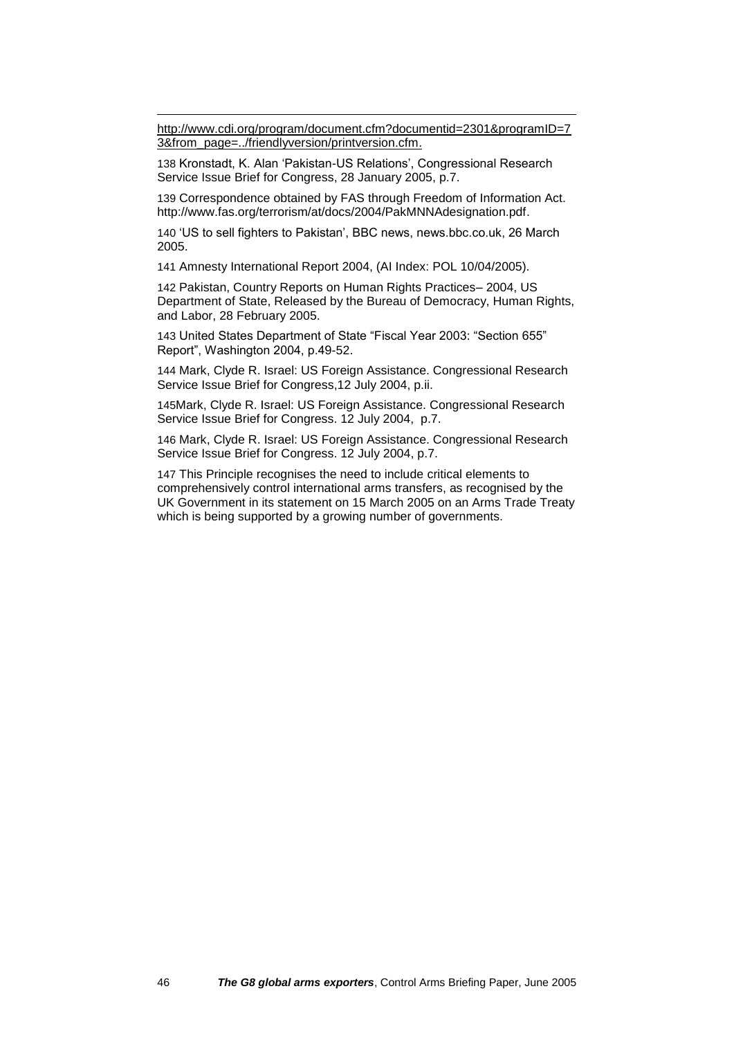http://www.cdi.org/program/document.cfm?documentid=2301&programID=73&from_page=../friendlyversion/printversion.cfm.

138 Kronstadt, K. Alan 'Pakistan-US Relations', Congressional Research Service Issue Brief for Congress, 28 January 2005, p.7.

139 Correspondence obtained by FAS through Freedom of Information Act. http://www.fas.org/terrorism/at/docs/2004/PakMNNAdesignation.pdf.

140 'US to sell fighters to Pakistan', BBC news, news.bbc.co.uk, 26 March 2005.

141 Amnesty International Report 2004, (AI Index: POL 10/04/2005).

142 Pakistan, Country Reports on Human Rights Practices– 2004, US Department of State, Released by the Bureau of Democracy, Human Rights, and Labor, 28 February 2005.

143 United States Department of State "Fiscal Year 2003: "Section 655" Report", Washington 2004, p.49-52.

144 Mark, Clyde R. Israel: US Foreign Assistance. Congressional Research Service Issue Brief for Congress,12 July 2004, p.ii.

145Mark, Clyde R. Israel: US Foreign Assistance. Congressional Research Service Issue Brief for Congress. 12 July 2004, p.7.

146 Mark, Clyde R. Israel: US Foreign Assistance. Congressional Research Service Issue Brief for Congress. 12 July 2004, p.7.

147 This Principle recognises the need to include critical elements to comprehensively control international arms transfers, as recognised by the UK Government in its statement on 15 March 2005 on an Arms Trade Treaty which is being supported by a growing number of governments.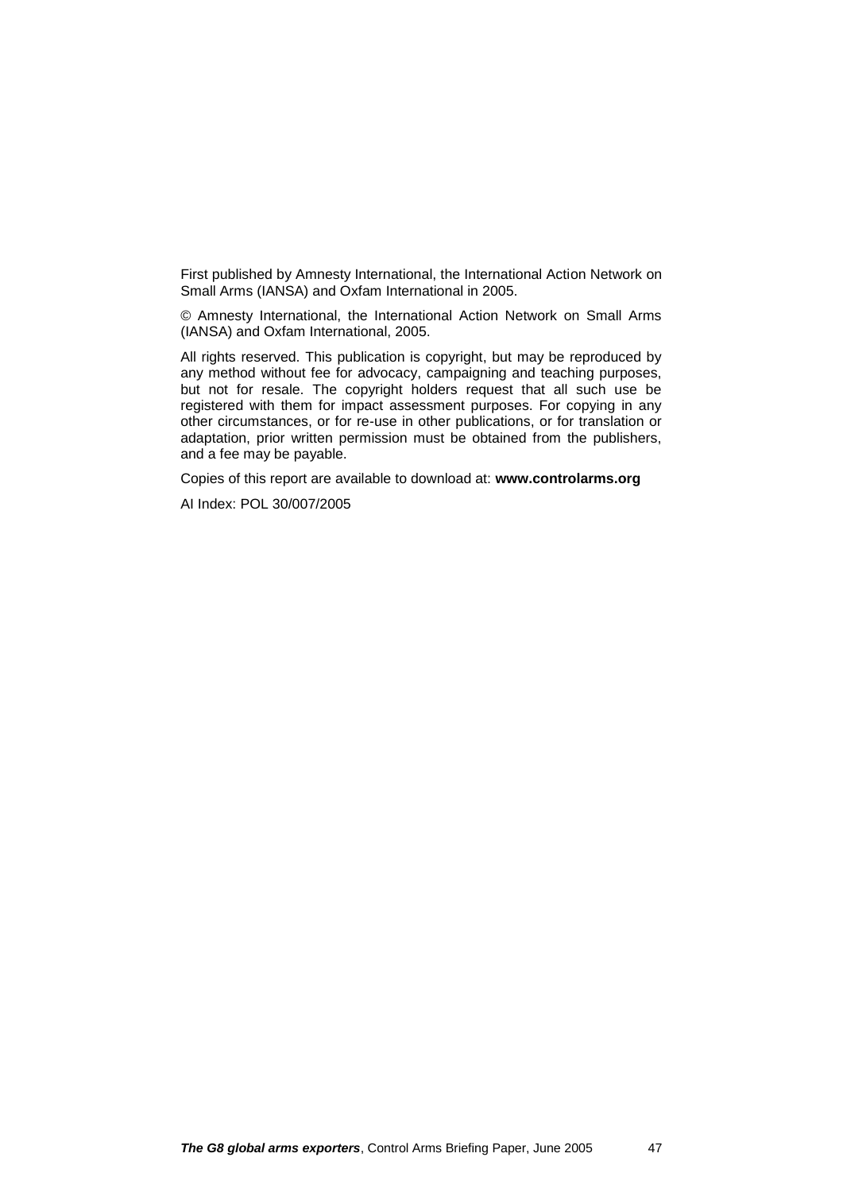First published by Amnesty International, the International Action Network on Small Arms (IANSA) and Oxfam International in 2005.

© Amnesty International, the International Action Network on Small Arms (IANSA) and Oxfam International, 2005.

All rights reserved. This publication is copyright, but may be reproduced by any method without fee for advocacy, campaigning and teaching purposes, but not for resale. The copyright holders request that all such use be registered with them for impact assessment purposes. For copying in any other circumstances, or for re-use in other publications, or for translation or adaptation, prior written permission must be obtained from the publishers, and a fee may be payable.

Copies of this report are available to download at: **www.controlarms.org**

AI Index: POL 30/007/2005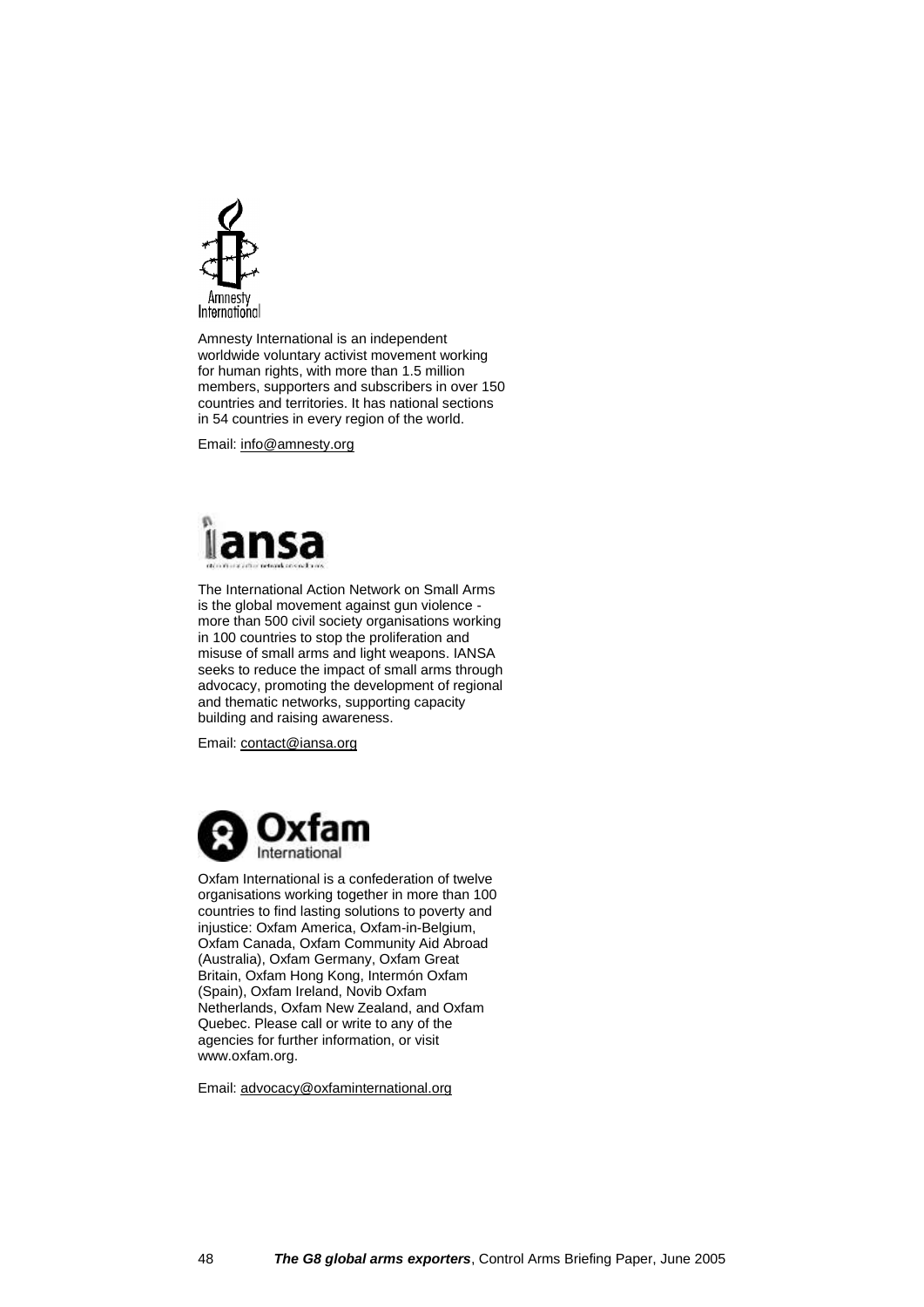Amnesty International

Amnesty International is an independent worldwide voluntary activist movement working for human rights, with more than 1.5 million members, supporters and subscribers in over 150 countries and territories. It has national sections in 54 countries in every region of the world.

Email: info@amnesty.org

iansa

The International Action Network on Small Arms is the global movement against gun violence - more than 500 civil society organisations working in 100 countries to stop the proliferation and misuse of small arms and light weapons. IANSA seeks to reduce the impact of small arms through advocacy, promoting the development of regional and thematic networks, supporting capacity building and raising awareness.

Email: contact@iansa.org

Oxfam International

Oxfam International is a confederation of twelve organisations working together in more than 100 countries to find lasting solutions to poverty and injustice: Oxfam America, Oxfam-in-Belgium, Oxfam Canada, Oxfam Community Aid Abroad (Australia), Oxfam Germany, Oxfam Great Britain, Oxfam Hong Kong, Intermón Oxfam (Spain), Oxfam Ireland, Novib Oxfam Netherlands, Oxfam New Zealand, and Oxfam Quebec. Please call or write to any of the agencies for further information, or visit www.oxfam.org.

Email: advocacy@oxfaminternational.org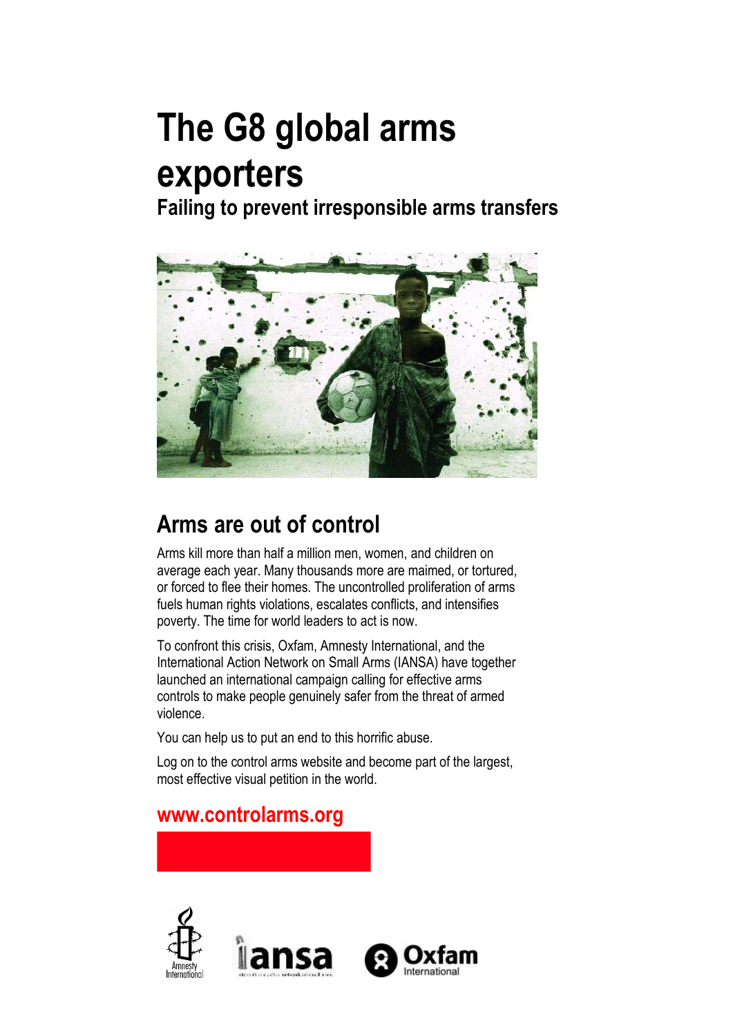# The G8 global arms exporters

**Failing to prevent irresponsible arms transfers**

## Arms are out of control

Arms kill more than half a million men, women, and children on average each year. Many thousands more are maimed, or tortured, or forced to flee their homes. The uncontrolled proliferation of arms fuels human rights violations, escalates conflicts, and intensifies poverty. The time for world leaders to act is now.

To confront this crisis, Oxfam, Amnesty International, and the International Action Network on Small Arms (IANSA) have together launched an international campaign calling for effective arms controls to make people genuinely safer from the threat of armed violence.

You can help us to put an end to this horrific abuse.

Log on to the control arms website and become part of the largest, most effective visual petition in the world.

**www.controlarms.org**

Amnesty International

iansa

Oxfam International